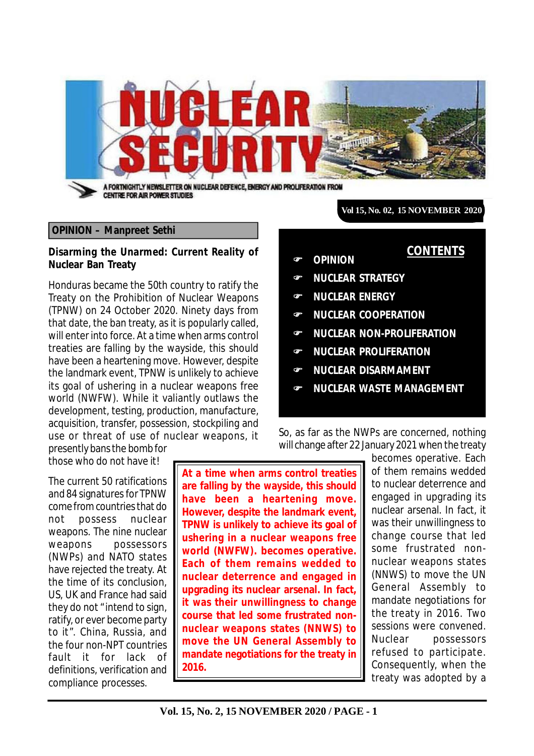# NUCLEAR SECURITY

A FORTNIGHTLY NEWSLETTER ON NUCLEAR DEFENCE, ENERGY AND PROLIFERATION FROM CENTRE FOR AIR POWER STUDIES

Vol 15, No. 02, 15 NOVEMBER 2020

## CONTENTS

- OPINION
- NUCLEAR STRATEGY
- NUCLEAR ENERGY
- NUCLEAR COOPERATION
- NUCLEAR NON-PROLIFERATION
- NUCLEAR PROLIFERATION
- NUCLEAR DISARMAMENT
- NUCLEAR WASTE MANAGEMENT

## OPINION – Manpreet Sethi

### Disarming the Unarmed: Current Reality of Nuclear Ban Treaty

Honduras became the 50th country to ratify the Treaty on the Prohibition of Nuclear Weapons (TPNW) on 24 October 2020. Ninety days from that date, the ban treaty, as it is popularly called, will enter into force. At a time when arms control treaties are falling by the wayside, this should have been a heartening move. However, despite the landmark event, TPNW is unlikely to achieve its goal of ushering in a nuclear weapons free world (NWFW). While it valiantly outlaws the development, testing, production, manufacture, acquisition, transfer, possession, stockpiling and use or threat of use of nuclear weapons, it presently bans the bomb for those who do not have it!

The current 50 ratifications and 84 signatures for TPNW come from countries that do not possess nuclear weapons. The nine nuclear weapons possessors (NWPs) and NATO states have rejected the treaty. At the time of its conclusion, US, UK and France had said they do not "intend to sign, ratify, or ever become party to it". China, Russia, and the four non-NPT countries fault it for lack of definitions, verification and compliance processes.

> **At a time when arms control treaties are falling by the wayside, this should have been a heartening move. However, despite the landmark event, TPNW is unlikely to achieve its goal of ushering in a nuclear weapons free world (NWFW). becomes operative. Each of them remains wedded to nuclear deterrence and engaged in upgrading its nuclear arsenal. In fact, it was their unwillingness to change course that led some frustrated non-nuclear weapons states (NNWS) to move the UN General Assembly to mandate negotiations for the treaty in 2016.**

So, as far as the NWPs are concerned, nothing will change after 22 January 2021 when the treaty becomes operative. Each of them remains wedded to nuclear deterrence and engaged in upgrading its nuclear arsenal. In fact, it was their unwillingness to change course that led some frustrated non-nuclear weapons states (NNWS) to move the UN General Assembly to mandate negotiations for the treaty in 2016. Two sessions were convened. Nuclear possessors refused to participate. Consequently, when the treaty was adopted by a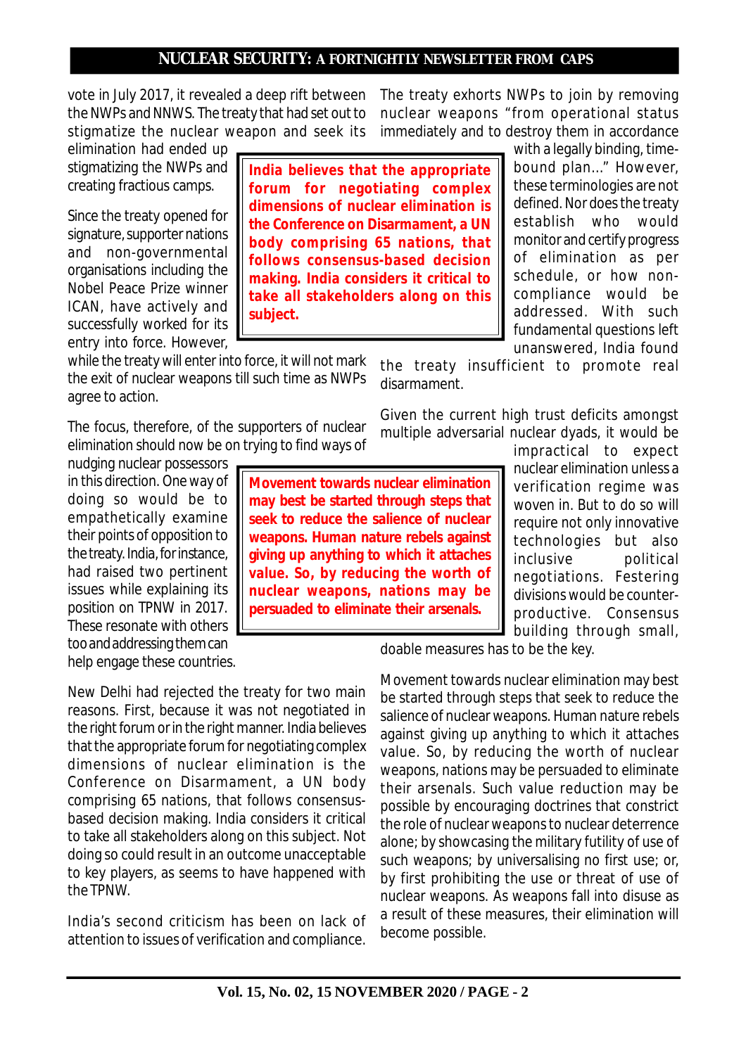vote in July 2017, it revealed a deep rift between the NWPs and NNWS. The treaty that had set out to stigmatize the nuclear weapon and seek its elimination had ended up stigmatizing the NWPs and creating fractious camps.

Since the treaty opened for signature, supporter nations and non-governmental organisations including the Nobel Peace Prize winner ICAN, have actively and successfully worked for its entry into force. However, while the treaty will enter into force, it will not mark the exit of nuclear weapons till such time as NWPs agree to action.

> **India believes that the appropriate forum for negotiating complex dimensions of nuclear elimination is the Conference on Disarmament, a UN body comprising 65 nations, that follows consensus-based decision making. India considers it critical to take all stakeholders along on this subject.**

The focus, therefore, of the supporters of nuclear elimination should now be on trying to find ways of nudging nuclear possessors in this direction. One way of doing so would be to empathetically examine their points of opposition to the treaty. India, for instance, had raised two pertinent issues while explaining its position on TPNW in 2017. These resonate with others too and addressing them can help engage these countries.

> **Movement towards nuclear elimination may best be started through steps that seek to reduce the salience of nuclear weapons. Human nature rebels against giving up anything to which it attaches value. So, by reducing the worth of nuclear weapons, nations may be persuaded to eliminate their arsenals.**

New Delhi had rejected the treaty for two main reasons. First, because it was not negotiated in the right forum or in the right manner. India believes that the appropriate forum for negotiating complex dimensions of nuclear elimination is the Conference on Disarmament, a UN body comprising 65 nations, that follows consensus-based decision making. India considers it critical to take all stakeholders along on this subject. Not doing so could result in an outcome unacceptable to key players, as seems to have happened with the TPNW.

India's second criticism has been on lack of attention to issues of verification and compliance. The treaty exhorts NWPs to join by removing nuclear weapons "from operational status immediately and to destroy them in accordance with a legally binding, time-bound plan…" However, these terminologies are not defined. Nor does the treaty establish who would monitor and certify progress of elimination as per schedule, or how non-compliance would be addressed. With such fundamental questions left unanswered, India found the treaty insufficient to promote real disarmament.

Given the current high trust deficits amongst multiple adversarial nuclear dyads, it would be impractical to expect nuclear elimination unless a verification regime was woven in. But to do so will require not only innovative technologies but also inclusive political negotiations. Festering divisions would be counter-productive. Consensus building through small, doable measures has to be the key.

Movement towards nuclear elimination may best be started through steps that seek to reduce the salience of nuclear weapons. Human nature rebels against giving up anything to which it attaches value. So, by reducing the worth of nuclear weapons, nations may be persuaded to eliminate their arsenals. Such value reduction may be possible by encouraging doctrines that constrict the role of nuclear weapons to nuclear deterrence alone; by showcasing the military futility of use of such weapons; by universalising no first use; or, by first prohibiting the use or threat of use of nuclear weapons. As weapons fall into disuse as a result of these measures, their elimination will become possible.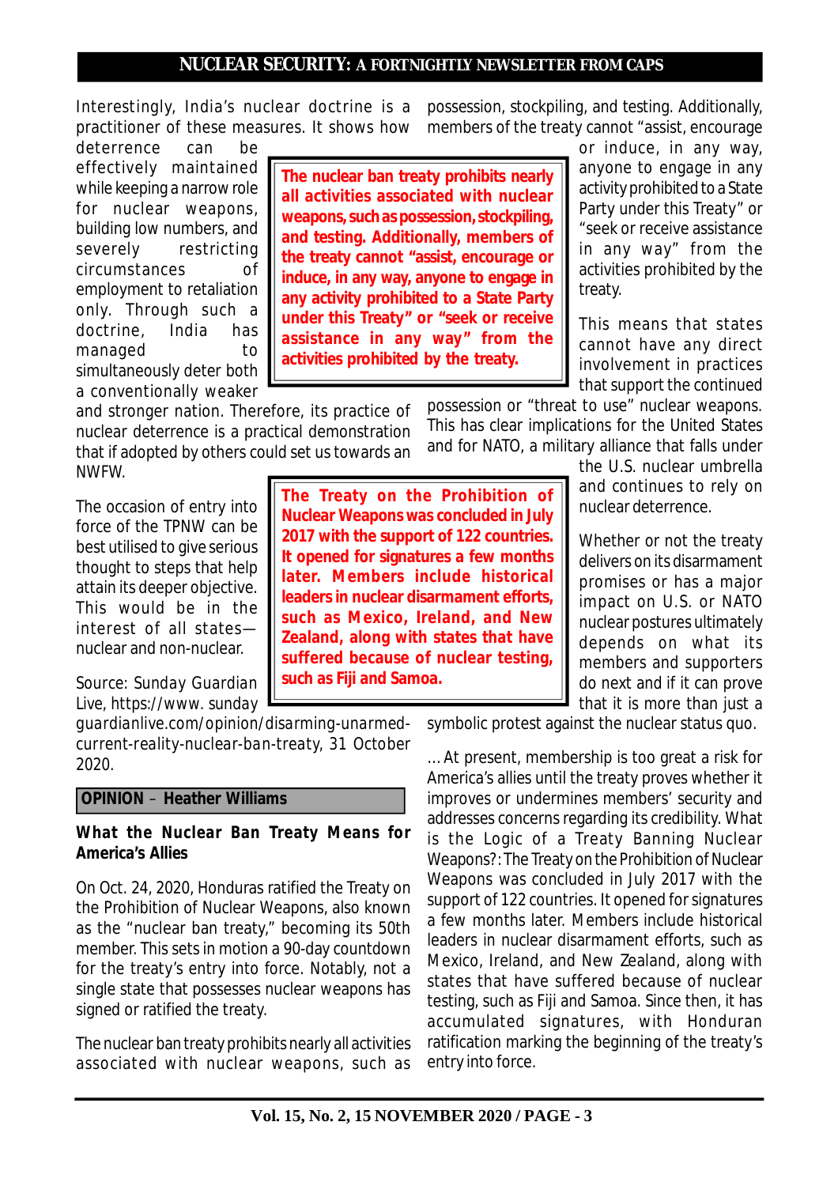Interestingly, India's nuclear doctrine is a practitioner of these measures. It shows how deterrence can be effectively maintained while keeping a narrow role for nuclear weapons, building low numbers, and severely restricting circumstances of employment to retaliation only. Through such a doctrine, India has managed to simultaneously deter both a conventionally weaker and stronger nation. Therefore, its practice of nuclear deterrence is a practical demonstration that if adopted by others could set us towards an NWFW.

The occasion of entry into force of the TPNW can be best utilised to give serious thought to steps that help attain its deeper objective. This would be in the interest of all states—nuclear and non-nuclear.

Source: Sunday Guardian Live, https://www.sundayguardianlive.com/opinion/disarming-unarmed-current-reality-nuclear-ban-treaty, 31 October 2020.

## OPINION – Heather Williams

### What the Nuclear Ban Treaty Means for America's Allies

On Oct. 24, 2020, Honduras ratified the Treaty on the Prohibition of Nuclear Weapons, also known as the "nuclear ban treaty," becoming its 50th member. This sets in motion a 90-day countdown for the treaty's entry into force. Notably, not a single state that possesses nuclear weapons has signed or ratified the treaty.

The nuclear ban treaty prohibits nearly all activities associated with nuclear weapons, such as possession, stockpiling, and testing. Additionally, members of the treaty cannot "assist, encourage or induce, in any way, anyone to engage in any activity prohibited to a State Party under this Treaty" or "seek or receive assistance in any way" from the activities prohibited by the treaty.

> **The nuclear ban treaty prohibits nearly all activities associated with nuclear weapons, such as possession, stockpiling, and testing. Additionally, members of the treaty cannot "assist, encourage or induce, in any way, anyone to engage in any activity prohibited to a State Party under this Treaty" or "seek or receive assistance in any way" from the activities prohibited by the treaty.**

This means that states cannot have any direct involvement in practices that support the continued possession or "threat to use" nuclear weapons. This has clear implications for the United States and for NATO, a military alliance that falls under the U.S. nuclear umbrella and continues to rely on nuclear deterrence.

> **The Treaty on the Prohibition of Nuclear Weapons was concluded in July 2017 with the support of 122 countries. It opened for signatures a few months later. Members include historical leaders in nuclear disarmament efforts, such as Mexico, Ireland, and New Zealand, along with states that have suffered because of nuclear testing, such as Fiji and Samoa.**

Whether or not the treaty delivers on its disarmament promises or has a major impact on U.S. or NATO nuclear postures ultimately depends on what its members and supporters do next and if it can prove that it is more than just a symbolic protest against the nuclear status quo.

…At present, membership is too great a risk for America's allies until the treaty proves whether it improves or undermines members' security and addresses concerns regarding its credibility. What is the Logic of a Treaty Banning Nuclear Weapons?: The Treaty on the Prohibition of Nuclear Weapons was concluded in July 2017 with the support of 122 countries. It opened for signatures a few months later. Members include historical leaders in nuclear disarmament efforts, such as Mexico, Ireland, and New Zealand, along with states that have suffered because of nuclear testing, such as Fiji and Samoa. Since then, it has accumulated signatures, with Honduran ratification marking the beginning of the treaty's entry into force.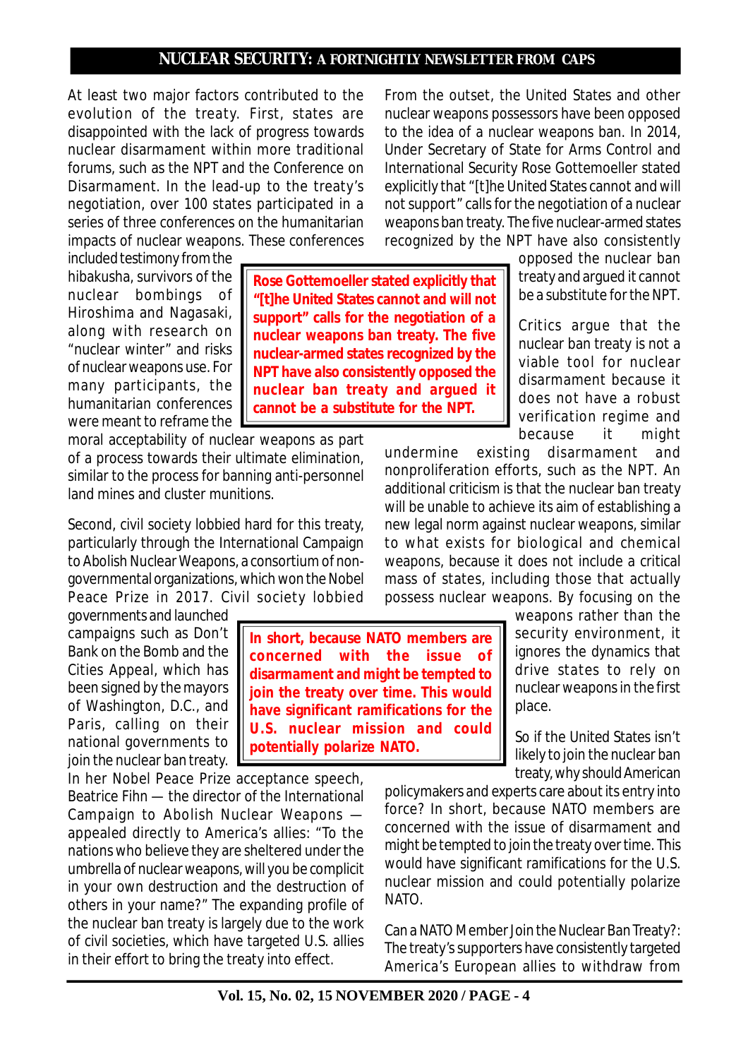At least two major factors contributed to the evolution of the treaty. First, states are disappointed with the lack of progress towards nuclear disarmament within more traditional forums, such as the NPT and the Conference on Disarmament. In the lead-up to the treaty's negotiation, over 100 states participated in a series of three conferences on the humanitarian impacts of nuclear weapons. These conferences included testimony from the hibakusha, survivors of the nuclear bombings of Hiroshima and Nagasaki, along with research on "nuclear winter" and risks of nuclear weapons use. For many participants, the humanitarian conferences were meant to reframe the moral acceptability of nuclear weapons as part of a process towards their ultimate elimination, similar to the process for banning anti-personnel land mines and cluster munitions.

Second, civil society lobbied hard for this treaty, particularly through the International Campaign to Abolish Nuclear Weapons, a consortium of non-governmental organizations, which won the Nobel Peace Prize in 2017. Civil society lobbied governments and launched campaigns such as Don't Bank on the Bomb and the Cities Appeal, which has been signed by the mayors of Washington, D.C., and Paris, calling on their national governments to join the nuclear ban treaty. In her Nobel Peace Prize acceptance speech, Beatrice Fihn — the director of the International Campaign to Abolish Nuclear Weapons — appealed directly to America's allies: "To the nations who believe they are sheltered under the umbrella of nuclear weapons, will you be complicit in your own destruction and the destruction of others in your name?" The expanding profile of the nuclear ban treaty is largely due to the work of civil societies, which have targeted U.S. allies in their effort to bring the treaty into effect.

From the outset, the United States and other nuclear weapons possessors have been opposed to the idea of a nuclear weapons ban. In 2014, Under Secretary of State for Arms Control and International Security Rose Gottemoeller stated explicitly that "[t]he United States cannot and will not support" calls for the negotiation of a nuclear weapons ban treaty. The five nuclear-armed states recognized by the NPT have also consistently opposed the nuclear ban treaty and argued it cannot be a substitute for the NPT.

> **Rose Gottemoeller stated explicitly that "[t]he United States cannot and will not support" calls for the negotiation of a nuclear weapons ban treaty. The five nuclear-armed states recognized by the NPT have also consistently opposed the nuclear ban treaty and argued it cannot be a substitute for the NPT.**

Critics argue that the nuclear ban treaty is not a viable tool for nuclear disarmament because it does not have a robust verification regime and because it might undermine existing disarmament and nonproliferation efforts, such as the NPT. An additional criticism is that the nuclear ban treaty will be unable to achieve its aim of establishing a new legal norm against nuclear weapons, similar to what exists for biological and chemical weapons, because it does not include a critical mass of states, including those that actually possess nuclear weapons. By focusing on the weapons rather than the security environment, it ignores the dynamics that drive states to rely on nuclear weapons in the first place.

> **In short, because NATO members are concerned with the issue of disarmament and might be tempted to join the treaty over time. This would have significant ramifications for the U.S. nuclear mission and could potentially polarize NATO.**

So if the United States isn't likely to join the nuclear ban treaty, why should American policymakers and experts care about its entry into force? In short, because NATO members are concerned with the issue of disarmament and might be tempted to join the treaty over time. This would have significant ramifications for the U.S. nuclear mission and could potentially polarize NATO.

Can a NATO Member Join the Nuclear Ban Treaty?: The treaty's supporters have consistently targeted America's European allies to withdraw from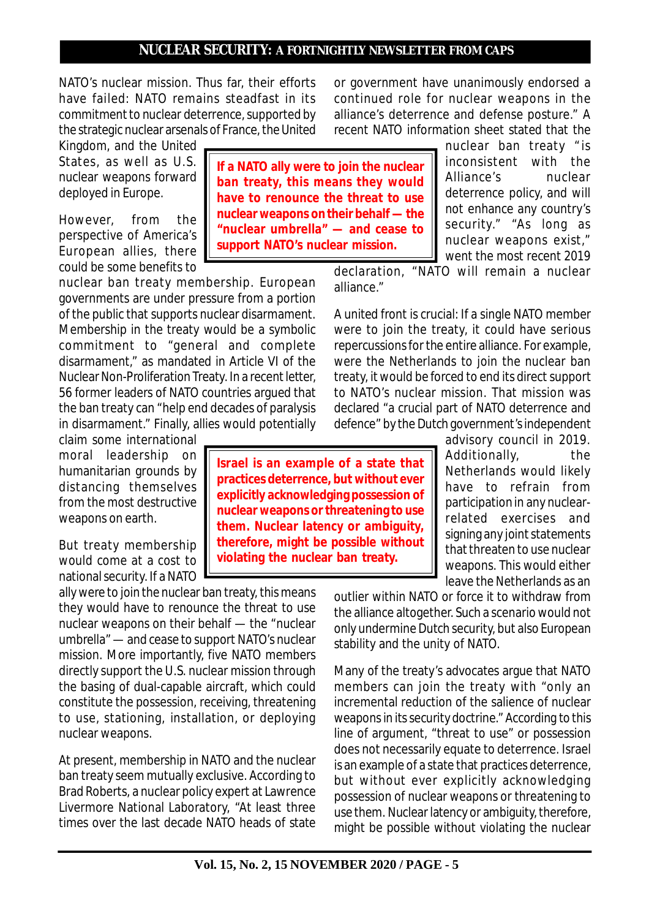NATO's nuclear mission. Thus far, their efforts have failed: NATO remains steadfast in its commitment to nuclear deterrence, supported by the strategic nuclear arsenals of France, the United Kingdom, and the United States, as well as U.S. nuclear weapons forward deployed in Europe.

> **If a NATO ally were to join the nuclear ban treaty, this means they would have to renounce the threat to use nuclear weapons on their behalf — the "nuclear umbrella" — and cease to support NATO's nuclear mission.**

However, from the perspective of America's European allies, there could be some benefits to nuclear ban treaty membership. European governments are under pressure from a portion of the public that supports nuclear disarmament. Membership in the treaty would be a symbolic commitment to "general and complete disarmament," as mandated in Article VI of the Nuclear Non-Proliferation Treaty. In a recent letter, 56 former leaders of NATO countries argued that the ban treaty can "help end decades of paralysis in disarmament." Finally, allies would potentially claim some international moral leadership on humanitarian grounds by distancing themselves from the most destructive weapons on earth.

> **Israel is an example of a state that practices deterrence, but without ever explicitly acknowledging possession of nuclear weapons or threatening to use them. Nuclear latency or ambiguity, therefore, might be possible without violating the nuclear ban treaty.**

But treaty membership would come at a cost to national security. If a NATO ally were to join the nuclear ban treaty, this means they would have to renounce the threat to use nuclear weapons on their behalf — the "nuclear umbrella" — and cease to support NATO's nuclear mission. More importantly, five NATO members directly support the U.S. nuclear mission through the basing of dual-capable aircraft, which could constitute the possession, receiving, threatening to use, stationing, installation, or deploying nuclear weapons.

At present, membership in NATO and the nuclear ban treaty seem mutually exclusive. According to Brad Roberts, a nuclear policy expert at Lawrence Livermore National Laboratory, "At least three times over the last decade NATO heads of state or government have unanimously endorsed a continued role for nuclear weapons in the alliance's deterrence and defense posture." A recent NATO information sheet stated that the nuclear ban treaty "is inconsistent with the Alliance's nuclear deterrence policy, and will not enhance any country's security." "As long as nuclear weapons exist," went the most recent 2019 declaration, "NATO will remain a nuclear alliance."

A united front is crucial: If a single NATO member were to join the treaty, it could have serious repercussions for the entire alliance. For example, were the Netherlands to join the nuclear ban treaty, it would be forced to end its direct support to NATO's nuclear mission. That mission was declared "a crucial part of NATO deterrence and defence" by the Dutch government's independent advisory council in 2019. Additionally, the Netherlands would likely have to refrain from participation in any nuclear-related exercises and signing any joint statements that threaten to use nuclear weapons. This would either leave the Netherlands as an outlier within NATO or force it to withdraw from the alliance altogether. Such a scenario would not only undermine Dutch security, but also European stability and the unity of NATO.

Many of the treaty's advocates argue that NATO members can join the treaty with "only an incremental reduction of the salience of nuclear weapons in its security doctrine." According to this line of argument, "threat to use" or possession does not necessarily equate to deterrence. Israel is an example of a state that practices deterrence, but without ever explicitly acknowledging possession of nuclear weapons or threatening to use them. Nuclear latency or ambiguity, therefore, might be possible without violating the nuclear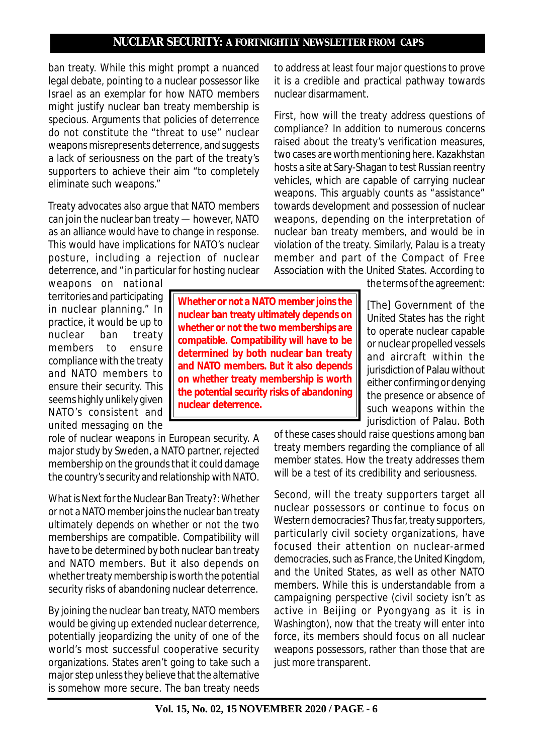ban treaty. While this might prompt a nuanced legal debate, pointing to a nuclear possessor like Israel as an exemplar for how NATO members might justify nuclear ban treaty membership is specious. Arguments that policies of deterrence do not constitute the "threat to use" nuclear weapons misrepresents deterrence, and suggests a lack of seriousness on the part of the treaty's supporters to achieve their aim "to completely eliminate such weapons."

Treaty advocates also argue that NATO members can join the nuclear ban treaty — however, NATO as an alliance would have to change in response. This would have implications for NATO's nuclear posture, including a rejection of nuclear deterrence, and "in particular for hosting nuclear weapons on national territories and participating in nuclear planning." In practice, it would be up to nuclear ban treaty members to ensure compliance with the treaty and NATO members to ensure their security. This seems highly unlikely given NATO's consistent and united messaging on the role of nuclear weapons in European security. A major study by Sweden, a NATO partner, rejected membership on the grounds that it could damage the country's security and relationship with NATO.

> **Whether or not a NATO member joins the nuclear ban treaty ultimately depends on whether or not the two memberships are compatible. Compatibility will have to be determined by both nuclear ban treaty and NATO members. But it also depends on whether treaty membership is worth the potential security risks of abandoning nuclear deterrence.**

What is Next for the Nuclear Ban Treaty?: Whether or not a NATO member joins the nuclear ban treaty ultimately depends on whether or not the two memberships are compatible. Compatibility will have to be determined by both nuclear ban treaty and NATO members. But it also depends on whether treaty membership is worth the potential security risks of abandoning nuclear deterrence.

By joining the nuclear ban treaty, NATO members would be giving up extended nuclear deterrence, potentially jeopardizing the unity of one of the world's most successful cooperative security organizations. States aren't going to take such a major step unless they believe that the alternative is somehow more secure. The ban treaty needs to address at least four major questions to prove it is a credible and practical pathway towards nuclear disarmament.

First, how will the treaty address questions of compliance? In addition to numerous concerns raised about the treaty's verification measures, two cases are worth mentioning here. Kazakhstan hosts a site at Sary-Shagan to test Russian reentry vehicles, which are capable of carrying nuclear weapons. This arguably counts as "assistance" towards development and possession of nuclear weapons, depending on the interpretation of nuclear ban treaty members, and would be in violation of the treaty. Similarly, Palau is a treaty member and part of the Compact of Free Association with the United States. According to the terms of the agreement:

> [The] Government of the United States has the right to operate nuclear capable or nuclear propelled vessels and aircraft within the jurisdiction of Palau without either confirming or denying the presence or absence of such weapons within the jurisdiction of Palau.

Both of these cases should raise questions among ban treaty members regarding the compliance of all member states. How the treaty addresses them will be a test of its credibility and seriousness.

Second, will the treaty supporters target all nuclear possessors or continue to focus on Western democracies? Thus far, treaty supporters, particularly civil society organizations, have focused their attention on nuclear-armed democracies, such as France, the United Kingdom, and the United States, as well as other NATO members. While this is understandable from a campaigning perspective (civil society isn't as active in Beijing or Pyongyang as it is in Washington), now that the treaty will enter into force, its members should focus on all nuclear weapons possessors, rather than those that are just more transparent.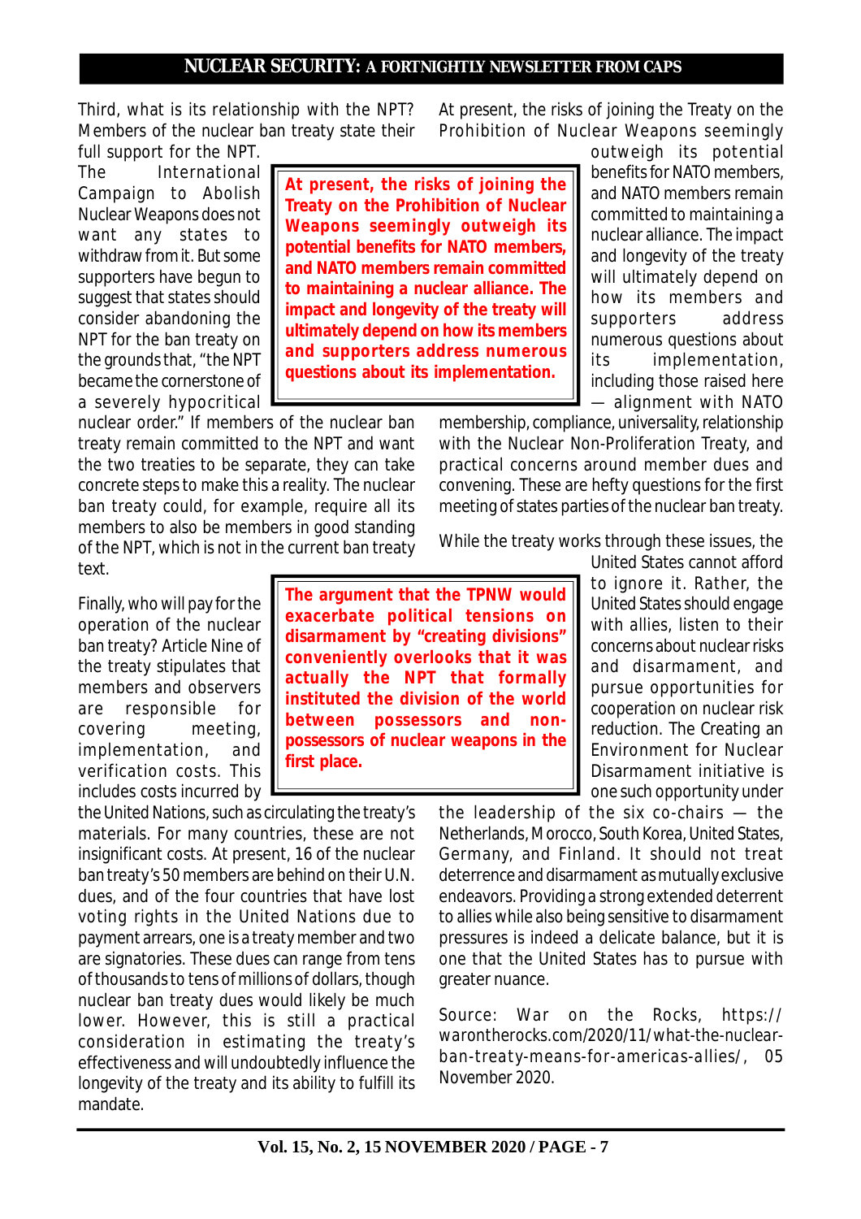Third, what is its relationship with the NPT? Members of the nuclear ban treaty state their full support for the NPT. The International Campaign to Abolish Nuclear Weapons does not want any states to withdraw from it. But some supporters have begun to suggest that states should consider abandoning the NPT for the ban treaty on the grounds that, "the NPT became the cornerstone of a severely hypocritical nuclear order." If members of the nuclear ban treaty remain committed to the NPT and want the two treaties to be separate, they can take concrete steps to make this a reality. The nuclear ban treaty could, for example, require all its members to also be members in good standing of the NPT, which is not in the current ban treaty text.

> **At present, the risks of joining the Treaty on the Prohibition of Nuclear Weapons seemingly outweigh its potential benefits for NATO members, and NATO members remain committed to maintaining a nuclear alliance. The impact and longevity of the treaty will ultimately depend on how its members and supporters address numerous questions about its implementation.**

Finally, who will pay for the operation of the nuclear ban treaty? Article Nine of the treaty stipulates that members and observers are responsible for covering meeting, implementation, and verification costs. This includes costs incurred by the United Nations, such as circulating the treaty's materials. For many countries, these are not insignificant costs. At present, 16 of the nuclear ban treaty's 50 members are behind on their U.N. dues, and of the four countries that have lost voting rights in the United Nations due to payment arrears, one is a treaty member and two are signatories. These dues can range from tens of thousands to tens of millions of dollars, though nuclear ban treaty dues would likely be much lower. However, this is still a practical consideration in estimating the treaty's effectiveness and will undoubtedly influence the longevity of the treaty and its ability to fulfill its mandate.

> **The argument that the TPNW would exacerbate political tensions on disarmament by "creating divisions" conveniently overlooks that it was actually the NPT that formally instituted the division of the world between possessors and non-possessors of nuclear weapons in the first place.**

At present, the risks of joining the Treaty on the Prohibition of Nuclear Weapons seemingly outweigh its potential benefits for NATO members, and NATO members remain committed to maintaining a nuclear alliance. The impact and longevity of the treaty will ultimately depend on how its members and supporters address numerous questions about its implementation, including those raised here — alignment with NATO membership, compliance, universality, relationship with the Nuclear Non-Proliferation Treaty, and practical concerns around member dues and convening. These are hefty questions for the first meeting of states parties of the nuclear ban treaty.

While the treaty works through these issues, the United States cannot afford to ignore it. Rather, the United States should engage with allies, listen to their concerns about nuclear risks and disarmament, and pursue opportunities for cooperation on nuclear risk reduction. The Creating an Environment for Nuclear Disarmament initiative is one such opportunity under the leadership of the six co-chairs — the Netherlands, Morocco, South Korea, United States, Germany, and Finland. It should not treat deterrence and disarmament as mutually exclusive endeavors. Providing a strong extended deterrent to allies while also being sensitive to disarmament pressures is indeed a delicate balance, but it is one that the United States has to pursue with greater nuance.

Source: War on the Rocks, https://warontherocks.com/2020/11/what-the-nuclear-ban-treaty-means-for-americas-allies/, 05 November 2020.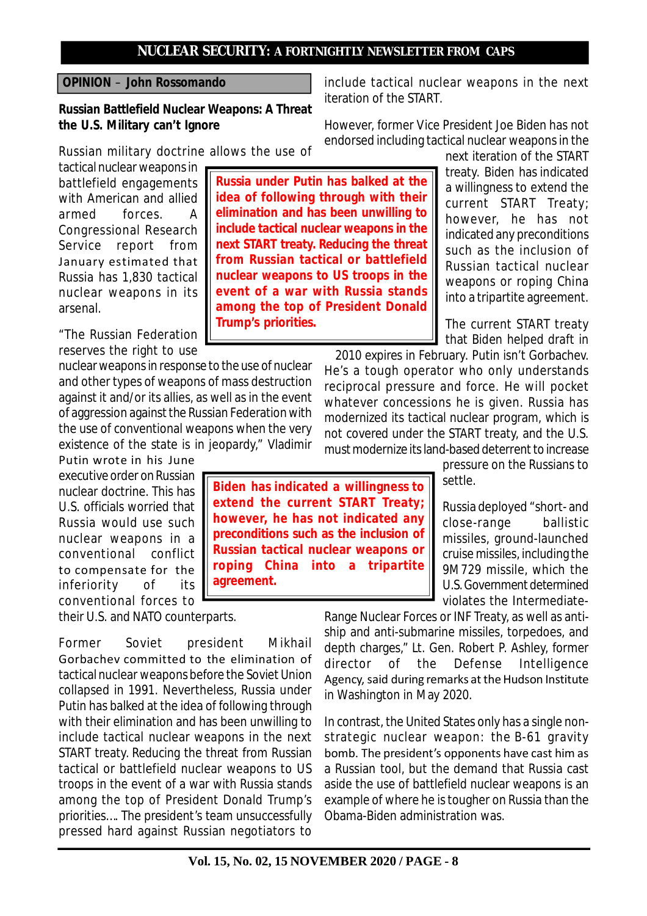**OPINION – John Rossomando**

## Russian Battlefield Nuclear Weapons: A Threat the U.S. Military can't Ignore

Russian military doctrine allows the use of tactical nuclear weapons in battlefield engagements with American and allied armed forces. A Congressional Research Service report from January estimated that Russia has 1,830 tactical nuclear weapons in its arsenal.

> **Russia under Putin has balked at the idea of following through with their elimination and has been unwilling to include tactical nuclear weapons in the next START treaty. Reducing the threat from Russian tactical or battlefield nuclear weapons to US troops in the event of a war with Russia stands among the top of President Donald Trump's priorities.**

"The Russian Federation reserves the right to use nuclear weapons in response to the use of nuclear and other types of weapons of mass destruction against it and/or its allies, as well as in the event of aggression against the Russian Federation with the use of conventional weapons when the very existence of the state is in jeopardy," Vladimir Putin wrote in his June executive order on Russian nuclear doctrine. This has U.S. officials worried that Russia would use such nuclear weapons in a conventional conflict to compensate for the inferiority of its conventional forces to their U.S. and NATO counterparts.

> **Biden has indicated a willingness to extend the current START Treaty; however, he has not indicated any preconditions such as the inclusion of Russian tactical nuclear weapons or roping China into a tripartite agreement.**

Former Soviet president Mikhail Gorbachev committed to the elimination of tactical nuclear weapons before the Soviet Union collapsed in 1991. Nevertheless, Russia under Putin has balked at the idea of following through with their elimination and has been unwilling to include tactical nuclear weapons in the next START treaty. Reducing the threat from Russian tactical or battlefield nuclear weapons to US troops in the event of a war with Russia stands among the top of President Donald Trump's priorities…. The president's team unsuccessfully pressed hard against Russian negotiators to include tactical nuclear weapons in the next iteration of the START.

However, former Vice President Joe Biden has not endorsed including tactical nuclear weapons in the next iteration of the START treaty. Biden has indicated a willingness to extend the current START Treaty; however, he has not indicated any preconditions such as the inclusion of Russian tactical nuclear weapons or roping China into a tripartite agreement.

The current START treaty that Biden helped draft in 2010 expires in February. Putin isn't Gorbachev. He's a tough operator who only understands reciprocal pressure and force. He will pocket whatever concessions he is given. Russia has modernized its tactical nuclear program, which is not covered under the START treaty, and the U.S. must modernize its land-based deterrent to increase pressure on the Russians to settle.

Russia deployed "short- and close-range ballistic missiles, ground-launched cruise missiles, including the 9M729 missile, which the U.S. Government determined violates the Intermediate-Range Nuclear Forces or INF Treaty, as well as anti-ship and anti-submarine missiles, torpedoes, and depth charges," Lt. Gen. Robert P. Ashley, former director of the Defense Intelligence Agency, said during remarks at the Hudson Institute in Washington in May 2020.

In contrast, the United States only has a single non-strategic nuclear weapon: the B-61 gravity bomb. The president's opponents have cast him as a Russian tool, but the demand that Russia cast aside the use of battlefield nuclear weapons is an example of where he is tougher on Russia than the Obama-Biden administration was.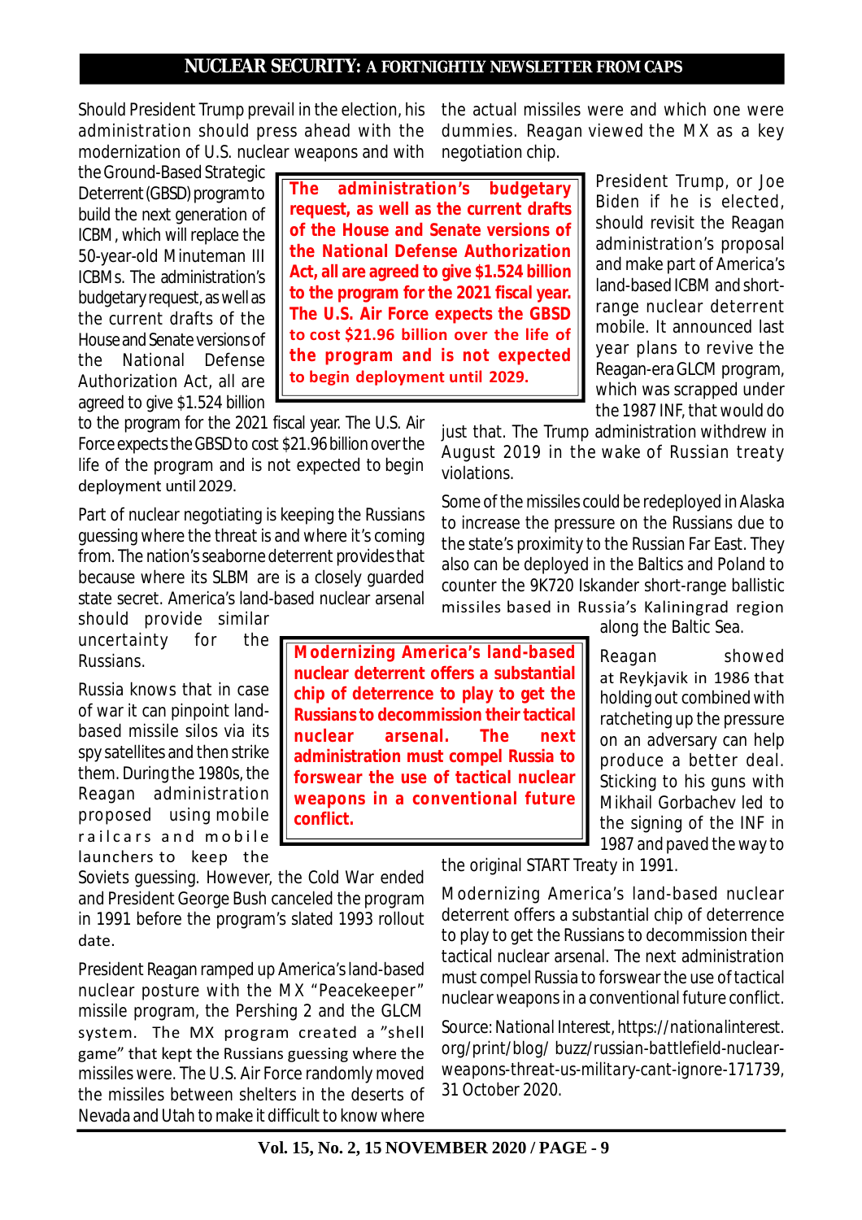Should President Trump prevail in the election, his administration should press ahead with the modernization of U.S. nuclear weapons and with the Ground-Based Strategic Deterrent (GBSD) program to build the next generation of ICBM, which will replace the 50-year-old Minuteman III ICBMs. The administration's budgetary request, as well as the current drafts of the House and Senate versions of the National Defense Authorization Act, all are agreed to give $1.524 billion to the program for the 2021 fiscal year. The U.S. Air Force expects the GBSD to cost $21.96 billion over the life of the program and is not expected to begin deployment until 2029.

> **The administration's budgetary request, as well as the current drafts of the House and Senate versions of the National Defense Authorization Act, all are agreed to give $1.524 billion to the program for the 2021 fiscal year. The U.S. Air Force expects the GBSD to cost $21.96 billion over the life of the program and is not expected to begin deployment until 2029.**

Part of nuclear negotiating is keeping the Russians guessing where the threat is and where it's coming from. The nation's seaborne deterrent provides that because where its SLBM are is a closely guarded state secret. America's land-based nuclear arsenal should provide similar uncertainty for the Russians.

Russia knows that in case of war it can pinpoint land-based missile silos via its spy satellites and then strike them. During the 1980s, the Reagan administration proposed using mobile railcars and mobile launchers to keep the Soviets guessing. However, the Cold War ended and President George Bush canceled the program in 1991 before the program's slated 1993 rollout date.

President Reagan ramped up America's land-based nuclear posture with the MX "Peacekeeper" missile program, the Pershing 2 and the GLCM system. The MX program created a "shell game" that kept the Russians guessing where the missiles were. The U.S. Air Force randomly moved the missiles between shelters in the deserts of Nevada and Utah to make it difficult to know where the actual missiles were and which one were dummies. Reagan viewed the MX as a key negotiation chip.

President Trump, or Joe Biden if he is elected, should revisit the Reagan administration's proposal and make part of America's land-based ICBM and short-range nuclear deterrent mobile. It announced last year plans to revive the Reagan-era GLCM program, which was scrapped under the 1987 INF, that would do just that. The Trump administration withdrew in August 2019 in the wake of Russian treaty violations.

Some of the missiles could be redeployed in Alaska to increase the pressure on the Russians due to the state's proximity to the Russian Far East. They also can be deployed in the Baltics and Poland to counter the 9K720 Iskander short-range ballistic missiles based in Russia's Kaliningrad region along the Baltic Sea.

> **Modernizing America's land-based nuclear deterrent offers a substantial chip of deterrence to play to get the Russians to decommission their tactical nuclear arsenal. The next administration must compel Russia to forswear the use of tactical nuclear weapons in a conventional future conflict.**

Reagan showed at Reykjavik in 1986 that holding out combined with ratcheting up the pressure on an adversary can help produce a better deal. Sticking to his guns with Mikhail Gorbachev led to the signing of the INF in 1987 and paved the way to the original START Treaty in 1991.

Modernizing America's land-based nuclear deterrent offers a substantial chip of deterrence to play to get the Russians to decommission their tactical nuclear arsenal. The next administration must compel Russia to forswear the use of tactical nuclear weapons in a conventional future conflict.

Source: National Interest, https://nationalinterest.org/print/blog/ buzz/russian-battlefield-nuclear-weapons-threat-us-military-cant-ignore-171739, 31 October 2020.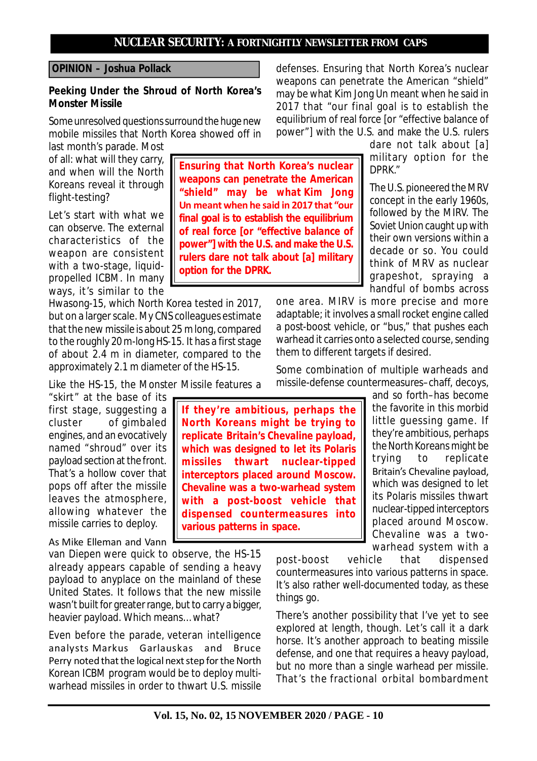**OPINION – Joshua Pollack**

### Peeking Under the Shroud of North Korea's Monster Missile

Some unresolved questions surround the huge new mobile missiles that North Korea showed off in last month's parade. Most of all: what will they carry, and when will the North Koreans reveal it through flight-testing?

Let's start with what we can observe. The external characteristics of the weapon are consistent with a two-stage, liquid-propelled ICBM. In many ways, it's similar to the Hwasong-15, which North Korea tested in 2017, but on a larger scale. My CNS colleagues estimate that the new missile is about 25 m long, compared to the roughly 20 m-long HS-15. It has a first stage of about 2.4 m in diameter, compared to the approximately 2.1 m diameter of the HS-15.

Like the HS-15, the Monster Missile features a "skirt" at the base of its first stage, suggesting a cluster of gimbaled engines, and an evocatively named "shroud" over its payload section at the front. That's a hollow cover that pops off after the missile leaves the atmosphere, allowing whatever the missile carries to deploy.

As Mike Elleman and Vann van Diepen were quick to observe, the HS-15 already appears capable of sending a heavy payload to anyplace on the mainland of these United States. It follows that the new missile wasn't built for greater range, but to carry a bigger, heavier payload. Which means…what?

Even before the parade, veteran intelligence analysts Markus Garlauskas and Bruce Perry noted that the logical next step for the North Korean ICBM program would be to deploy multi-warhead missiles in order to thwart U.S. missile defenses. Ensuring that North Korea's nuclear weapons can penetrate the American "shield" may be what Kim Jong Un meant when he said in 2017 that "our final goal is to establish the equilibrium of real force [or "effective balance of power"] with the U.S. and make the U.S. rulers dare not talk about [a] military option for the DPRK."

> **Ensuring that North Korea's nuclear weapons can penetrate the American "shield" may be what Kim Jong Un meant when he said in 2017 that "our final goal is to establish the equilibrium of real force [or "effective balance of power"] with the U.S. and make the U.S. rulers dare not talk about [a] military option for the DPRK.**

The U.S. pioneered the MRV concept in the early 1960s, followed by the MIRV. The Soviet Union caught up with their own versions within a decade or so. You could think of MRV as nuclear grapeshot, spraying a handful of bombs across one area. MIRV is more precise and more adaptable; it involves a small rocket engine called a post-boost vehicle, or "bus," that pushes each warhead it carries onto a selected course, sending them to different targets if desired.

Some combination of multiple warheads and missile-defense countermeasures–chaff, decoys, and so forth–has become the favorite in this morbid little guessing game. If they're ambitious, perhaps the North Koreans might be trying to replicate Britain's Chevaline payload, which was designed to let its Polaris missiles thwart nuclear-tipped interceptors placed around Moscow. Chevaline was a two-warhead system with a post-boost vehicle that dispensed countermeasures into various patterns in space. It's also rather well-documented today, as these things go.

> **If they're ambitious, perhaps the North Koreans might be trying to replicate Britain's Chevaline payload, which was designed to let its Polaris missiles thwart nuclear-tipped interceptors placed around Moscow. Chevaline was a two-warhead system with a post-boost vehicle that dispensed countermeasures into various patterns in space.**

There's another possibility that I've yet to see explored at length, though. Let's call it a dark horse. It's another approach to beating missile defense, and one that requires a heavy payload, but no more than a single warhead per missile. That's the fractional orbital bombardment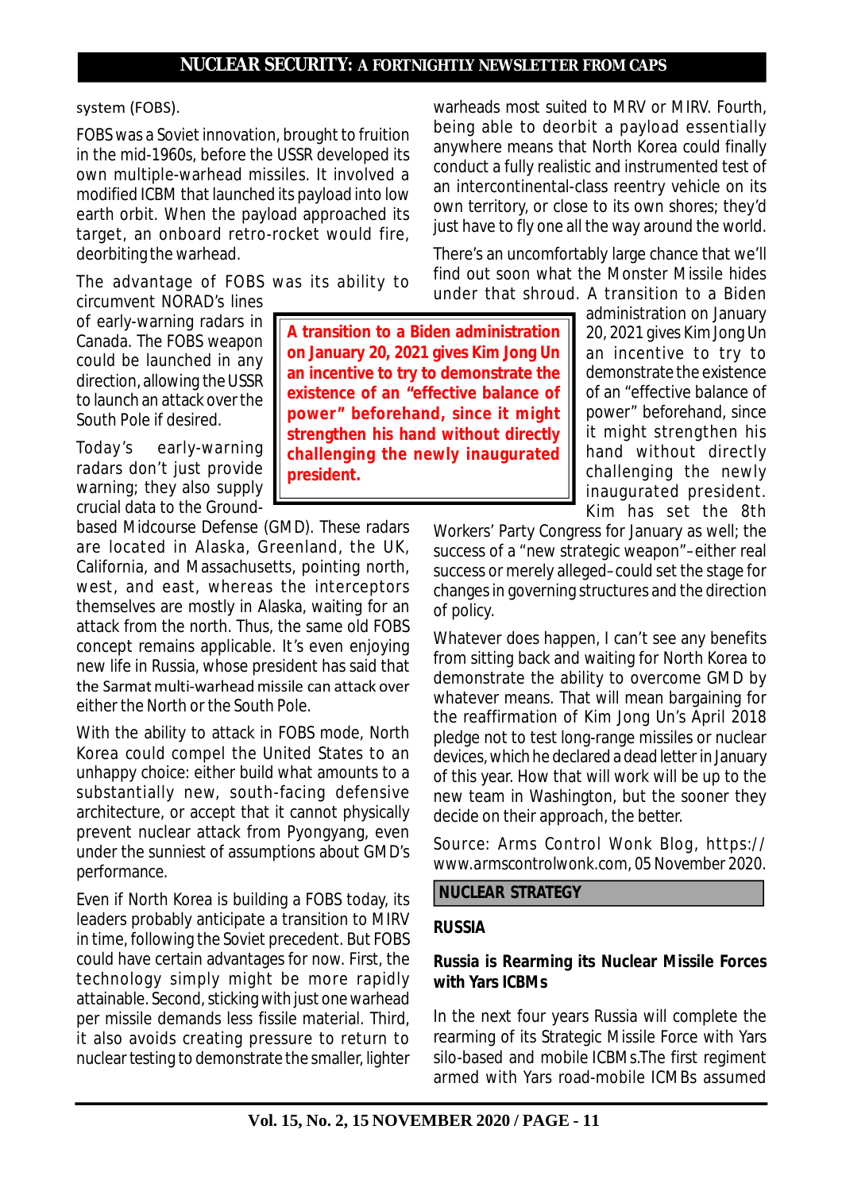system (FOBS).

FOBS was a Soviet innovation, brought to fruition in the mid-1960s, before the USSR developed its own multiple-warhead missiles. It involved a modified ICBM that launched its payload into low earth orbit. When the payload approached its target, an onboard retro-rocket would fire, deorbiting the warhead.

The advantage of FOBS was its ability to circumvent NORAD's lines of early-warning radars in Canada. The FOBS weapon could be launched in any direction, allowing the USSR to launch an attack over the South Pole if desired.

Today's early-warning radars don't just provide warning; they also supply crucial data to the Ground-based Midcourse Defense (GMD). These radars are located in Alaska, Greenland, the UK, California, and Massachusetts, pointing north, west, and east, whereas the interceptors themselves are mostly in Alaska, waiting for an attack from the north. Thus, the same old FOBS concept remains applicable. It's even enjoying new life in Russia, whose president has said that the Sarmat multi-warhead missile can attack over either the North or the South Pole.

With the ability to attack in FOBS mode, North Korea could compel the United States to an unhappy choice: either build what amounts to a substantially new, south-facing defensive architecture, or accept that it cannot physically prevent nuclear attack from Pyongyang, even under the sunniest of assumptions about GMD's performance.

Even if North Korea is building a FOBS today, its leaders probably anticipate a transition to MIRV in time, following the Soviet precedent. But FOBS could have certain advantages for now. First, the technology simply might be more rapidly attainable. Second, sticking with just one warhead per missile demands less fissile material. Third, it also avoids creating pressure to return to nuclear testing to demonstrate the smaller, lighter warheads most suited to MRV or MIRV. Fourth, being able to deorbit a payload essentially anywhere means that North Korea could finally conduct a fully realistic and instrumented test of an intercontinental-class reentry vehicle on its own territory, or close to its own shores; they'd just have to fly one all the way around the world.

There's an uncomfortably large chance that we'll find out soon what the Monster Missile hides under that shroud. A transition to a Biden administration on January 20, 2021 gives Kim Jong Un an incentive to try to demonstrate the existence of an "effective balance of power" beforehand, since it might strengthen his hand without directly challenging the newly inaugurated president. Kim has set the 8th Workers' Party Congress for January as well; the success of a "new strategic weapon"–either real success or merely alleged–could set the stage for changes in governing structures and the direction of policy.

Whatever does happen, I can't see any benefits from sitting back and waiting for North Korea to demonstrate the ability to overcome GMD by whatever means. That will mean bargaining for the reaffirmation of Kim Jong Un's April 2018 pledge not to test long-range missiles or nuclear devices, which he declared a dead letter in January of this year. How that will work will be up to the new team in Washington, but the sooner they decide on their approach, the better.

Source: Arms Control Wonk Blog, https://www.armscontrolwonk.com, 05 November 2020.

## NUCLEAR STRATEGY

### RUSSIA

### Russia is Rearming its Nuclear Missile Forces with Yars ICBMs

In the next four years Russia will complete the rearming of its Strategic Missile Force with Yars silo-based and mobile ICBMs.The first regiment armed with Yars road-mobile ICMBs assumed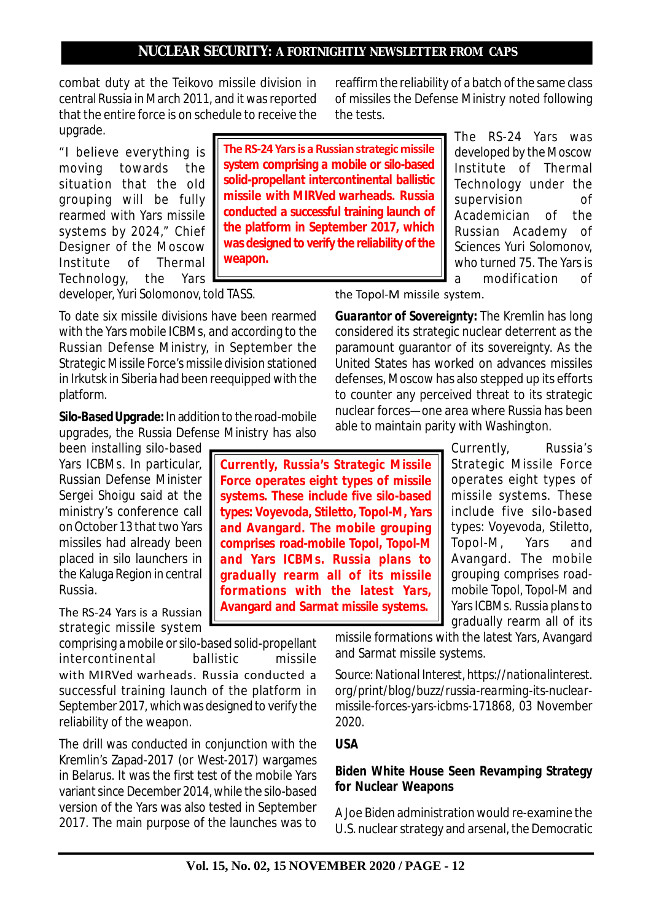combat duty at the Teikovo missile division in central Russia in March 2011, and it was reported that the entire force is on schedule to receive the upgrade.

"I believe everything is moving towards the situation that the old grouping will be fully rearmed with Yars missile systems by 2024," Chief Designer of the Moscow Institute of Thermal Technology, the Yars developer, Yuri Solomonov, told TASS.

To date six missile divisions have been rearmed with the Yars mobile ICBMs, and according to the Russian Defense Ministry, in September the Strategic Missile Force's missile division stationed in Irkutsk in Siberia had been reequipped with the platform.

**Silo-Based Upgrade:** In addition to the road-mobile upgrades, the Russia Defense Ministry has also been installing silo-based Yars ICBMs. In particular, Russian Defense Minister Sergei Shoigu said at the ministry's conference call on October 13 that two Yars missiles had already been placed in silo launchers in the Kaluga Region in central Russia.

The RS-24 Yars is a Russian strategic missile system comprising a mobile or silo-based solid-propellant intercontinental ballistic missile with MIRVed warheads. Russia conducted a successful training launch of the platform in September 2017, which was designed to verify the reliability of the weapon.

The drill was conducted in conjunction with the Kremlin's Zapad-2017 (or West-2017) wargames in Belarus. It was the first test of the mobile Yars variant since December 2014, while the silo-based version of the Yars was also tested in September 2017. The main purpose of the launches was to reaffirm the reliability of a batch of the same class of missiles the Defense Ministry noted following the tests.

The RS-24 Yars was developed by the Moscow Institute of Thermal Technology under the supervision of Academician of the Russian Academy of Sciences Yuri Solomonov, who turned 75. The Yars is a modification of the Topol-M missile system.

**Guarantor of Sovereignty:** The Kremlin has long considered its strategic nuclear deterrent as the paramount guarantor of its sovereignty. As the United States has worked on advances missiles defenses, Moscow has also stepped up its efforts to counter any perceived threat to its strategic nuclear forces—one area where Russia has been able to maintain parity with Washington.

Currently, Russia's Strategic Missile Force operates eight types of missile systems. These include five silo-based types: Voyevoda, Stiletto, Topol-M, Yars and Avangard. The mobile grouping comprises road-mobile Topol, Topol-M and Yars ICBMs. Russia plans to gradually rearm all of its missile formations with the latest Yars, Avangard and Sarmat missile systems.

Source: National Interest, https://nationalinterest.org/print/blog/buzz/russia-rearming-its-nuclear-missile-forces-yars-icbms-171868, 03 November 2020.

## USA

### Biden White House Seen Revamping Strategy for Nuclear Weapons

A Joe Biden administration would re-examine the U.S. nuclear strategy and arsenal, the Democratic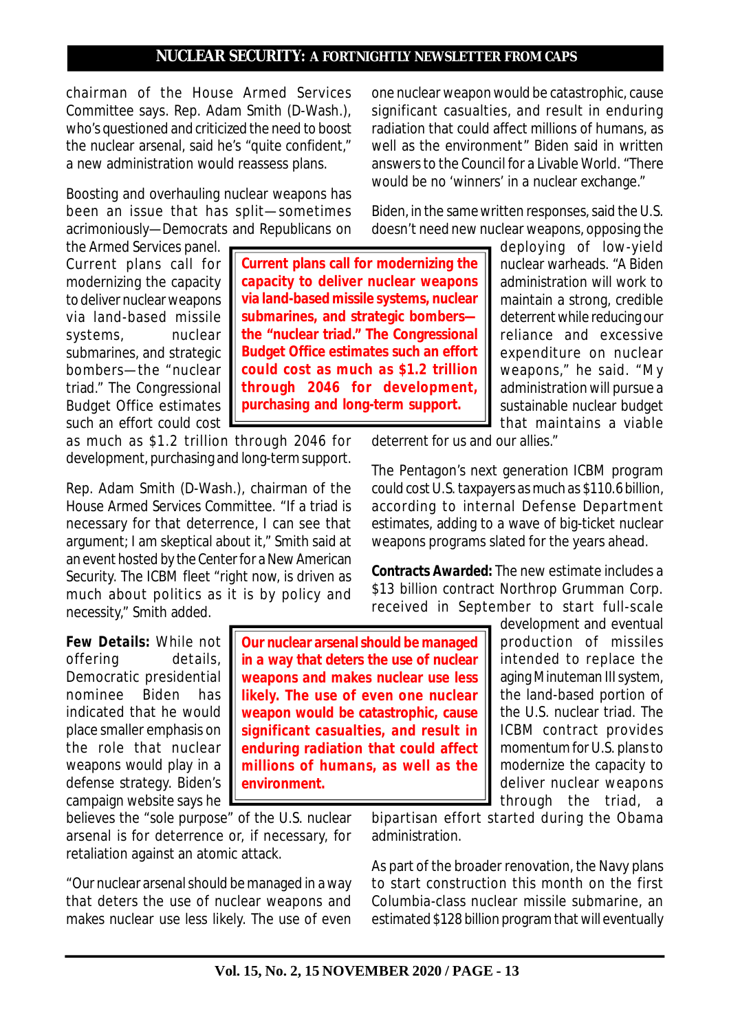chairman of the House Armed Services Committee says. Rep. Adam Smith (D-Wash.), who's questioned and criticized the need to boost the nuclear arsenal, said he's "quite confident," a new administration would reassess plans.

Boosting and overhauling nuclear weapons has been an issue that has split—sometimes acrimoniously—Democrats and Republicans on the Armed Services panel. Current plans call for modernizing the capacity to deliver nuclear weapons via land-based missile systems, nuclear submarines, and strategic bombers—the "nuclear triad." The Congressional Budget Office estimates such an effort could cost as much as $1.2 trillion through 2046 for development, purchasing and long-term support.

**Current plans call for modernizing the capacity to deliver nuclear weapons via land-based missile systems, nuclear submarines, and strategic bombers—the "nuclear triad." The Congressional Budget Office estimates such an effort could cost as much as $1.2 trillion through 2046 for development, purchasing and long-term support.**

Rep. Adam Smith (D-Wash.), chairman of the House Armed Services Committee. "If a triad is necessary for that deterrence, I can see that argument; I am skeptical about it," Smith said at an event hosted by the Center for a New American Security. The ICBM fleet "right now, is driven as much about politics as it is by policy and necessity," Smith added.

**Few Details:** While not offering details, Democratic presidential nominee Biden has indicated that he would place smaller emphasis on the role that nuclear weapons would play in a defense strategy. Biden's campaign website says he believes the "sole purpose" of the U.S. nuclear arsenal is for deterrence or, if necessary, for retaliation against an atomic attack.

**Our nuclear arsenal should be managed in a way that deters the use of nuclear weapons and makes nuclear use less likely. The use of even one nuclear weapon would be catastrophic, cause significant casualties, and result in enduring radiation that could affect millions of humans, as well as the environment.**

"Our nuclear arsenal should be managed in a way that deters the use of nuclear weapons and makes nuclear use less likely. The use of even one nuclear weapon would be catastrophic, cause significant casualties, and result in enduring radiation that could affect millions of humans, as well as the environment" Biden said in written answers to the Council for a Livable World. "There would be no 'winners' in a nuclear exchange."

Biden, in the same written responses, said the U.S. doesn't need new nuclear weapons, opposing the deploying of low-yield nuclear warheads. "A Biden administration will work to maintain a strong, credible deterrent while reducing our reliance and excessive expenditure on nuclear weapons," he said. "My administration will pursue a sustainable nuclear budget that maintains a viable deterrent for us and our allies."

The Pentagon's next generation ICBM program could cost U.S. taxpayers as much as $110.6 billion, according to internal Defense Department estimates, adding to a wave of big-ticket nuclear weapons programs slated for the years ahead.

**Contracts Awarded:** The new estimate includes a $13 billion contract Northrop Grumman Corp. received in September to start full-scale development and eventual production of missiles intended to replace the aging Minuteman III system, the land-based portion of the U.S. nuclear triad. The ICBM contract provides momentum for U.S. plans to modernize the capacity to deliver nuclear weapons through the triad, a bipartisan effort started during the Obama administration.

As part of the broader renovation, the Navy plans to start construction this month on the first Columbia-class nuclear missile submarine, an estimated $128 billion program that will eventually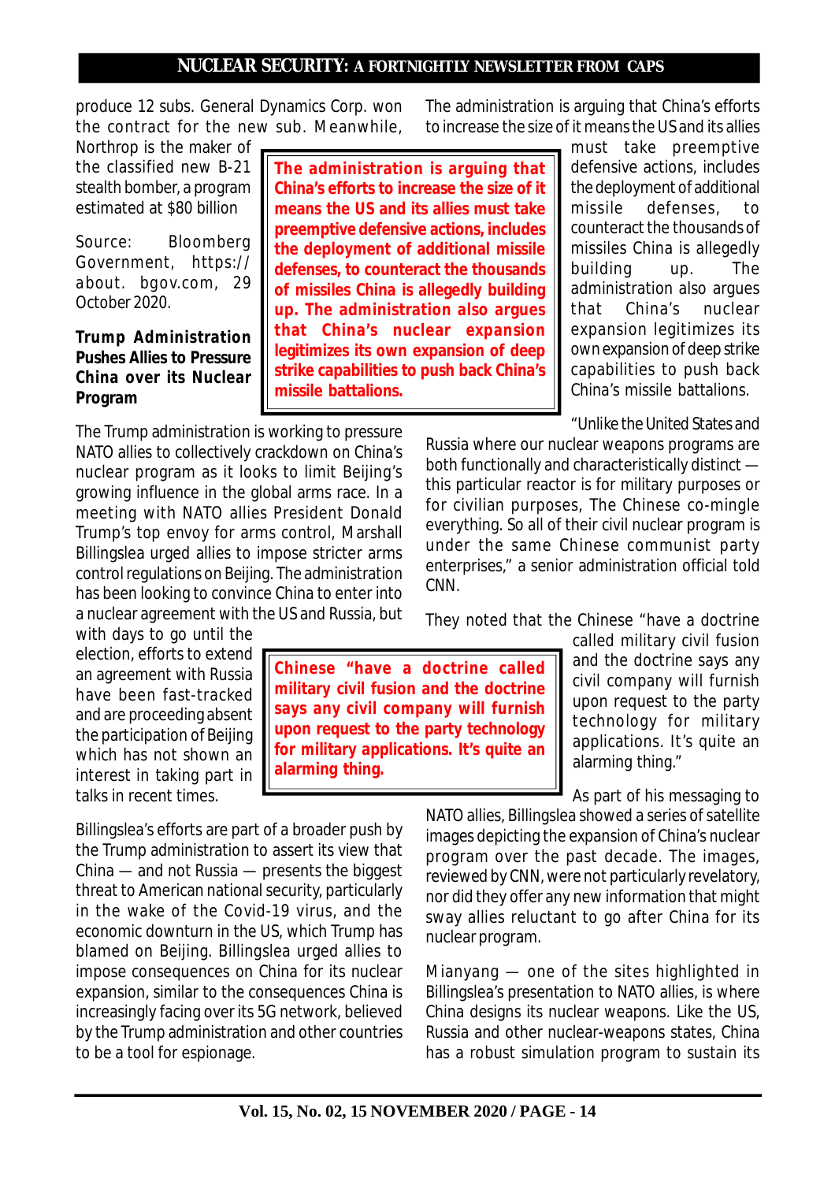produce 12 subs. General Dynamics Corp. won the contract for the new sub. Meanwhile, Northrop is the maker of the classified new B-21 stealth bomber, a program estimated at $80 billion

Source: Bloomberg Government, https://about.bgov.com, 29 October 2020.

**Trump Administration Pushes Allies to Pressure China over its Nuclear Program**

The Trump administration is working to pressure NATO allies to collectively crackdown on China's nuclear program as it looks to limit Beijing's growing influence in the global arms race. In a meeting with NATO allies President Donald Trump's top envoy for arms control, Marshall Billingslea urged allies to impose stricter arms control regulations on Beijing. The administration has been looking to convince China to enter into a nuclear agreement with the US and Russia, but with days to go until the election, efforts to extend an agreement with Russia have been fast-tracked and are proceeding absent the participation of Beijing which has not shown an interest in taking part in talks in recent times.

Billingslea's efforts are part of a broader push by the Trump administration to assert its view that China — and not Russia — presents the biggest threat to American national security, particularly in the wake of the Covid-19 virus, and the economic downturn in the US, which Trump has blamed on Beijing. Billingslea urged allies to impose consequences on China for its nuclear expansion, similar to the consequences China is increasingly facing over its 5G network, believed by the Trump administration and other countries to be a tool for espionage.

The administration is arguing that China's efforts to increase the size of it means the US and its allies must take preemptive defensive actions, includes the deployment of additional missile defenses, to counteract the thousands of missiles China is allegedly building up. The administration also argues that China's nuclear expansion legitimizes its own expansion of deep strike capabilities to push back China's missile battalions.

"Unlike the United States and Russia where our nuclear weapons programs are both functionally and characteristically distinct — this particular reactor is for military purposes or for civilian purposes, The Chinese co-mingle everything. So all of their civil nuclear program is under the same Chinese communist party enterprises," a senior administration official told CNN.

They noted that the Chinese "have a doctrine called military civil fusion and the doctrine says any civil company will furnish upon request to the party technology for military applications. It's quite an alarming thing."

As part of his messaging to NATO allies, Billingslea showed a series of satellite images depicting the expansion of China's nuclear program over the past decade. The images, reviewed by CNN, were not particularly revelatory, nor did they offer any new information that might sway allies reluctant to go after China for its nuclear program.

Mianyang — one of the sites highlighted in Billingslea's presentation to NATO allies, is where China designs its nuclear weapons. Like the US, Russia and other nuclear-weapons states, China has a robust simulation program to sustain its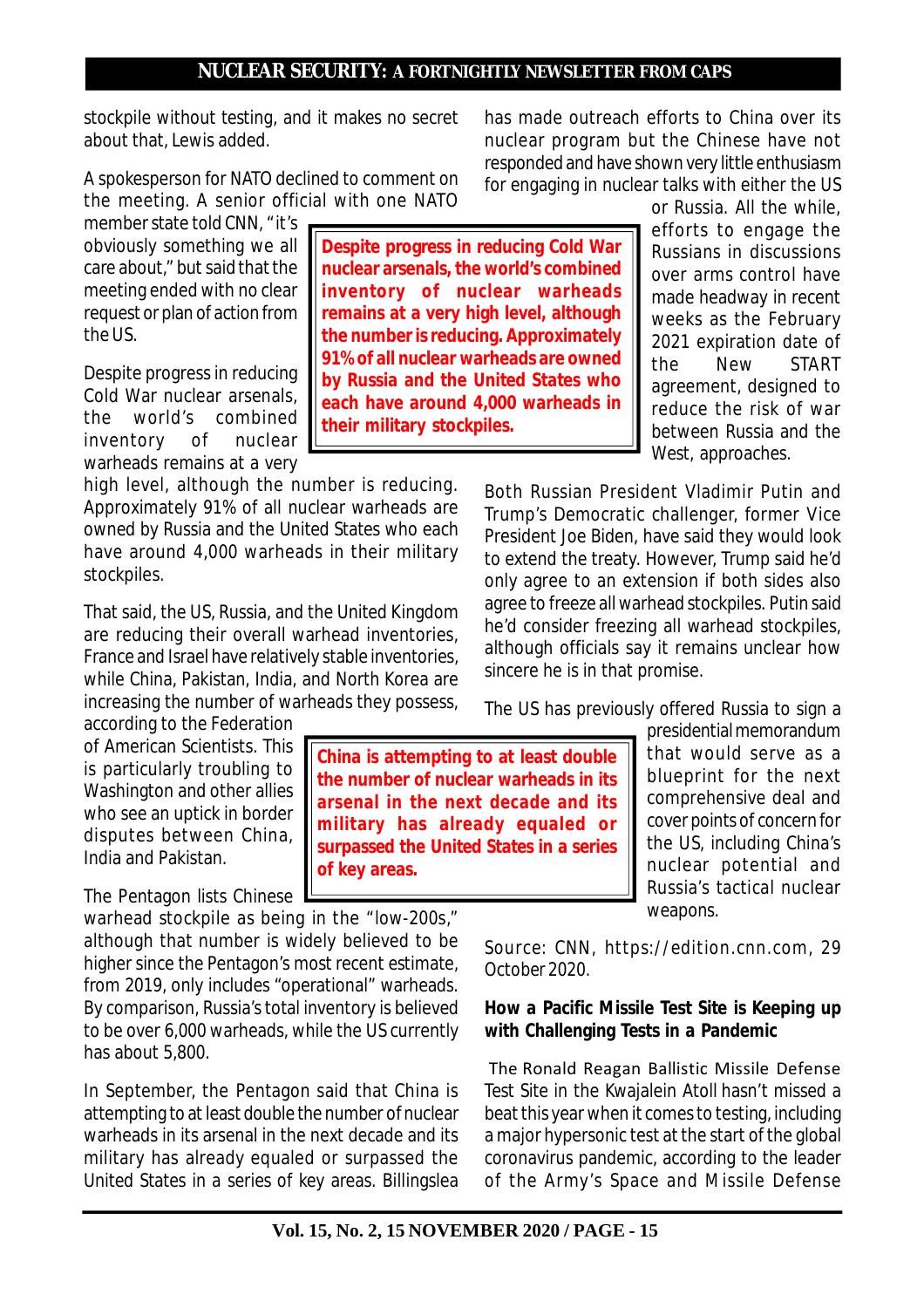stockpile without testing, and it makes no secret about that, Lewis added.

A spokesperson for NATO declined to comment on the meeting. A senior official with one NATO member state told CNN, "it's obviously something we all care about," but said that the meeting ended with no clear request or plan of action from the US.

**Despite progress in reducing Cold War nuclear arsenals, the world's combined inventory of nuclear warheads remains at a very high level, although the number is reducing. Approximately 91% of all nuclear warheads are owned by Russia and the United States who each have around 4,000 warheads in their military stockpiles.**

Despite progress in reducing Cold War nuclear arsenals, the world's combined inventory of nuclear warheads remains at a very high level, although the number is reducing. Approximately 91% of all nuclear warheads are owned by Russia and the United States who each have around 4,000 warheads in their military stockpiles.

That said, the US, Russia, and the United Kingdom are reducing their overall warhead inventories, France and Israel have relatively stable inventories, while China, Pakistan, India, and North Korea are increasing the number of warheads they possess, according to the Federation of American Scientists. This is particularly troubling to Washington and other allies who see an uptick in border disputes between China, India and Pakistan.

**China is attempting to at least double the number of nuclear warheads in its arsenal in the next decade and its military has already equaled or surpassed the United States in a series of key areas.**

The Pentagon lists Chinese warhead stockpile as being in the "low-200s," although that number is widely believed to be higher since the Pentagon's most recent estimate, from 2019, only includes "operational" warheads. By comparison, Russia's total inventory is believed to be over 6,000 warheads, while the US currently has about 5,800.

In September, the Pentagon said that China is attempting to at least double the number of nuclear warheads in its arsenal in the next decade and its military has already equaled or surpassed the United States in a series of key areas. Billingslea has made outreach efforts to China over its nuclear program but the Chinese have not responded and have shown very little enthusiasm for engaging in nuclear talks with either the US or Russia. All the while, efforts to engage the Russians in discussions over arms control have made headway in recent weeks as the February 2021 expiration date of the New START agreement, designed to reduce the risk of war between Russia and the West, approaches.

Both Russian President Vladimir Putin and Trump's Democratic challenger, former Vice President Joe Biden, have said they would look to extend the treaty. However, Trump said he'd only agree to an extension if both sides also agree to freeze all warhead stockpiles. Putin said he'd consider freezing all warhead stockpiles, although officials say it remains unclear how sincere he is in that promise.

The US has previously offered Russia to sign a presidential memorandum that would serve as a blueprint for the next comprehensive deal and cover points of concern for the US, including China's nuclear potential and Russia's tactical nuclear weapons.

Source: CNN, https://edition.cnn.com, 29 October 2020.

**How a Pacific Missile Test Site is Keeping up with Challenging Tests in a Pandemic**

The Ronald Reagan Ballistic Missile Defense Test Site in the Kwajalein Atoll hasn't missed a beat this year when it comes to testing, including a major hypersonic test at the start of the global coronavirus pandemic, according to the leader of the Army's Space and Missile Defense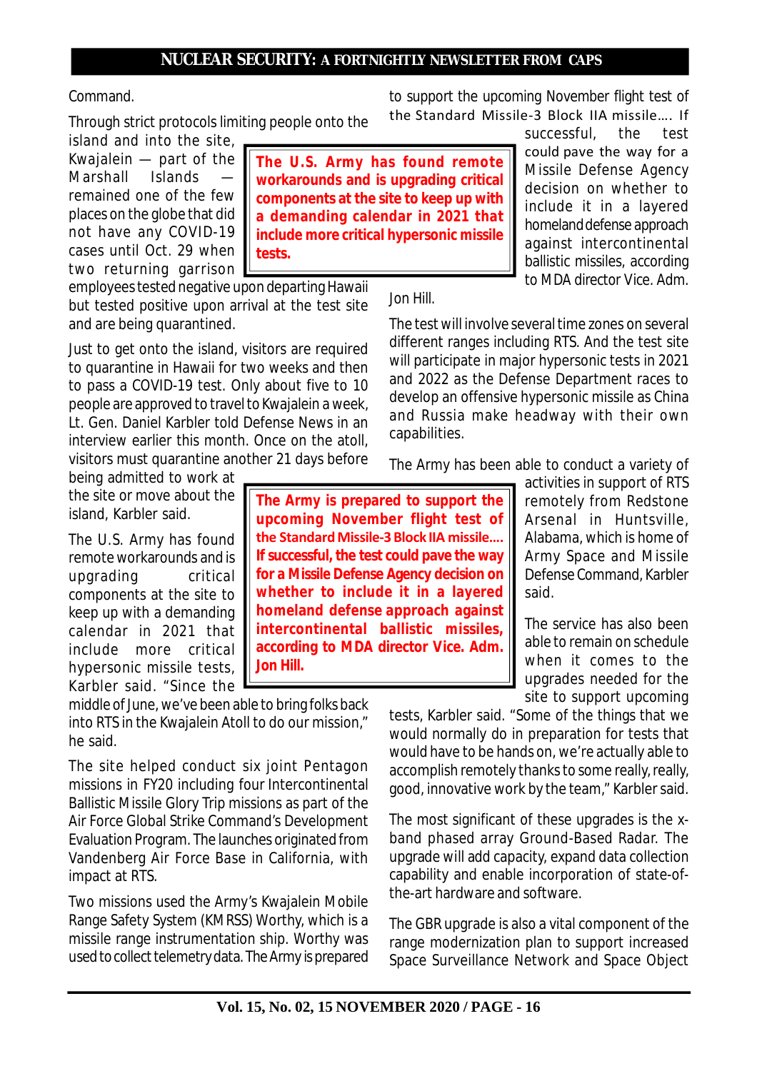Command.

Through strict protocols limiting people onto the island and into the site, Kwajalein — part of the Marshall Islands — remained one of the few places on the globe that did not have any COVID-19 cases until Oct. 29 when two returning garrison employees tested negative upon departing Hawaii but tested positive upon arrival at the test site and are being quarantined.

**The U.S. Army has found remote workarounds and is upgrading critical components at the site to keep up with a demanding calendar in 2021 that include more critical hypersonic missile tests.**

Just to get onto the island, visitors are required to quarantine in Hawaii for two weeks and then to pass a COVID-19 test. Only about five to 10 people are approved to travel to Kwajalein a week, Lt. Gen. Daniel Karbler told Defense News in an interview earlier this month. Once on the atoll, visitors must quarantine another 21 days before being admitted to work at the site or move about the island, Karbler said.

The U.S. Army has found remote workarounds and is upgrading critical components at the site to keep up with a demanding calendar in 2021 that include more critical hypersonic missile tests, Karbler said. "Since the middle of June, we've been able to bring folks back into RTS in the Kwajalein Atoll to do our mission," he said.

**The Army is prepared to support the upcoming November flight test of the Standard Missile-3 Block IIA missile…. If successful, the test could pave the way for a Missile Defense Agency decision on whether to include it in a layered homeland defense approach against intercontinental ballistic missiles, according to MDA director Vice. Adm. Jon Hill.**

The site helped conduct six joint Pentagon missions in FY20 including four Intercontinental Ballistic Missile Glory Trip missions as part of the Air Force Global Strike Command's Development Evaluation Program. The launches originated from Vandenberg Air Force Base in California, with impact at RTS.

Two missions used the Army's Kwajalein Mobile Range Safety System (KMRSS) Worthy, which is a missile range instrumentation ship. Worthy was used to collect telemetry data. The Army is prepared to support the upcoming November flight test of the Standard Missile-3 Block IIA missile…. If successful, the test could pave the way for a Missile Defense Agency decision on whether to include it in a layered homeland defense approach against intercontinental ballistic missiles, according to MDA director Vice. Adm. Jon Hill.

The test will involve several time zones on several different ranges including RTS. And the test site will participate in major hypersonic tests in 2021 and 2022 as the Defense Department races to develop an offensive hypersonic missile as China and Russia make headway with their own capabilities.

The Army has been able to conduct a variety of activities in support of RTS remotely from Redstone Arsenal in Huntsville, Alabama, which is home of Army Space and Missile Defense Command, Karbler said.

The service has also been able to remain on schedule when it comes to the upgrades needed for the site to support upcoming tests, Karbler said. "Some of the things that we would normally do in preparation for tests that would have to be hands on, we're actually able to accomplish remotely thanks to some really, really, good, innovative work by the team," Karbler said.

The most significant of these upgrades is the x-band phased array Ground-Based Radar. The upgrade will add capacity, expand data collection capability and enable incorporation of state-of-the-art hardware and software.

The GBR upgrade is also a vital component of the range modernization plan to support increased Space Surveillance Network and Space Object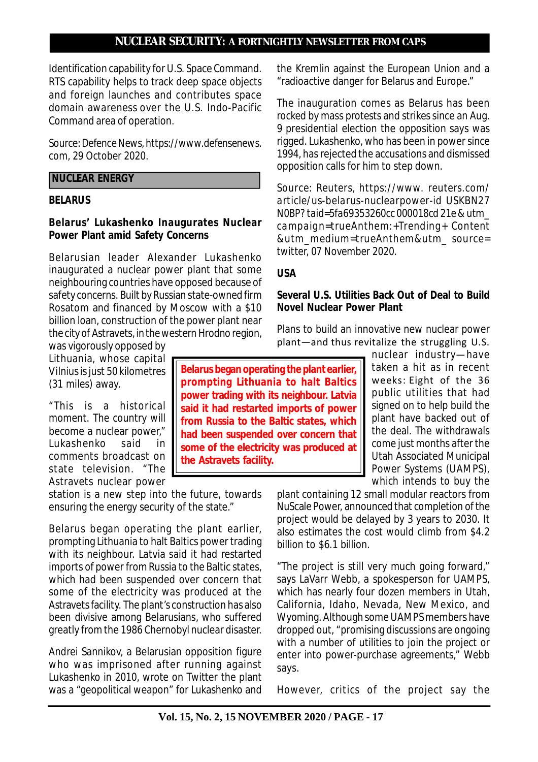Identification capability for U.S. Space Command. RTS capability helps to track deep space objects and foreign launches and contributes space domain awareness over the U.S. Indo-Pacific Command area of operation.

Source: Defence News, https://www.defensenews.com, 29 October 2020.

## NUCLEAR ENERGY

### BELARUS

### Belarus' Lukashenko Inaugurates Nuclear Power Plant amid Safety Concerns

Belarusian leader Alexander Lukashenko inaugurated a nuclear power plant that some neighbouring countries have opposed because of safety concerns. Built by Russian state-owned firm Rosatom and financed by Moscow with a $10 billion loan, construction of the power plant near the city of Astravets, in the western Hrodno region, was vigorously opposed by Lithuania, whose capital Vilnius is just 50 kilometres (31 miles) away.

"This is a historical moment. The country will become a nuclear power," Lukashenko said in comments broadcast on state television. "The Astravets nuclear power station is a new step into the future, towards ensuring the energy security of the state."

**Belarus began operating the plant earlier, prompting Lithuania to halt Baltics power trading with its neighbour. Latvia said it had restarted imports of power from Russia to the Baltic states, which had been suspended over concern that some of the electricity was produced at the Astravets facility.**

Belarus began operating the plant earlier, prompting Lithuania to halt Baltics power trading with its neighbour. Latvia said it had restarted imports of power from Russia to the Baltic states, which had been suspended over concern that some of the electricity was produced at the Astravets facility. The plant's construction has also been divisive among Belarusians, who suffered greatly from the 1986 Chernobyl nuclear disaster.

Andrei Sannikov, a Belarusian opposition figure who was imprisoned after running against Lukashenko in 2010, wrote on Twitter the plant was a "geopolitical weapon" for Lukashenko and the Kremlin against the European Union and a "radioactive danger for Belarus and Europe."

The inauguration comes as Belarus has been rocked by mass protests and strikes since an Aug. 9 presidential election the opposition says was rigged. Lukashenko, who has been in power since 1994, has rejected the accusations and dismissed opposition calls for him to step down.

Source: Reuters, https://www. reuters.com/article/us-belarus-nuclearpower-id USKBN27N0BP? taid=5fa69353260cc000018cd21e&utm_campaign=trueAnthem:+Trending+Content&utm_medium=trueAnthem&utm_ source=twitter, 07 November 2020.

### USA

### Several U.S. Utilities Back Out of Deal to Build Novel Nuclear Power Plant

Plans to build an innovative new nuclear power plant—and thus revitalize the struggling U.S. nuclear industry—have taken a hit as in recent weeks: Eight of the 36 public utilities that had signed on to help build the plant have backed out of the deal. The withdrawals come just months after the Utah Associated Municipal Power Systems (UAMPS), which intends to buy the plant containing 12 small modular reactors from NuScale Power, announced that completion of the project would be delayed by 3 years to 2030. It also estimates the cost would climb from $4.2 billion to $6.1 billion.

"The project is still very much going forward," says LaVarr Webb, a spokesperson for UAMPS, which has nearly four dozen members in Utah, California, Idaho, Nevada, New Mexico, and Wyoming. Although some UAMPS members have dropped out, "promising discussions are ongoing with a number of utilities to join the project or enter into power-purchase agreements," Webb says.

However, critics of the project say the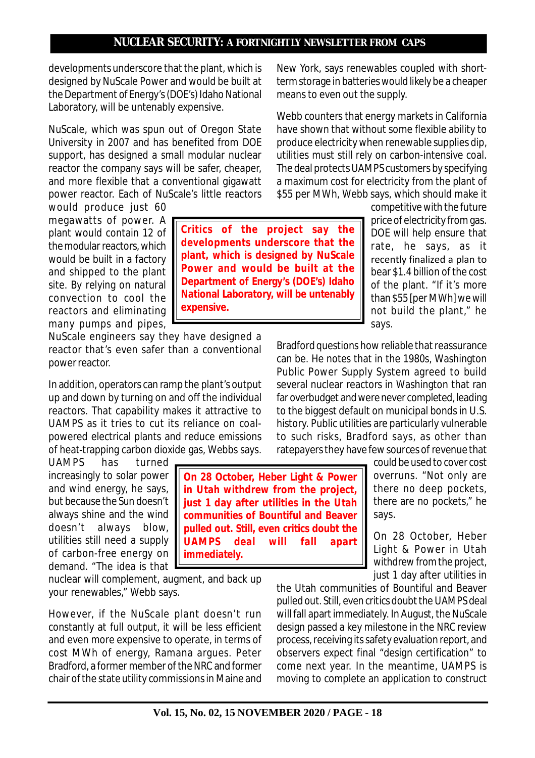developments underscore that the plant, which is designed by NuScale Power and would be built at the Department of Energy's (DOE's) Idaho National Laboratory, will be untenably expensive.

NuScale, which was spun out of Oregon State University in 2007 and has benefited from DOE support, has designed a small modular nuclear reactor the company says will be safer, cheaper, and more flexible that a conventional gigawatt power reactor. Each of NuScale's little reactors would produce just 60 megawatts of power. A plant would contain 12 of the modular reactors, which would be built in a factory and shipped to the plant site. By relying on natural convection to cool the reactors and eliminating many pumps and pipes, NuScale engineers say they have designed a reactor that's even safer than a conventional power reactor.

> **Critics of the project say the developments underscore that the plant, which is designed by NuScale Power and would be built at the Department of Energy's (DOE's) Idaho National Laboratory, will be untenably expensive.**

In addition, operators can ramp the plant's output up and down by turning on and off the individual reactors. That capability makes it attractive to UAMPS as it tries to cut its reliance on coal-powered electrical plants and reduce emissions of heat-trapping carbon dioxide gas, Webbs says. UAMPS has turned increasingly to solar power and wind energy, he says, but because the Sun doesn't always shine and the wind doesn't always blow, utilities still need a supply of carbon-free energy on demand. "The idea is that nuclear will complement, augment, and back up your renewables," Webb says.

> **On 28 October, Heber Light & Power in Utah withdrew from the project, just 1 day after utilities in the Utah communities of Bountiful and Beaver pulled out. Still, even critics doubt the UAMPS deal will fall apart immediately.**

However, if the NuScale plant doesn't run constantly at full output, it will be less efficient and even more expensive to operate, in terms of cost MWh of energy, Ramana argues. Peter Bradford, a former member of the NRC and former chair of the state utility commissions in Maine and New York, says renewables coupled with short-term storage in batteries would likely be a cheaper means to even out the supply.

Webb counters that energy markets in California have shown that without some flexible ability to produce electricity when renewable supplies dip, utilities must still rely on carbon-intensive coal. The deal protects UAMPS customers by specifying a maximum cost for electricity from the plant of $55 per MWh, Webb says, which should make it competitive with the future price of electricity from gas. DOE will help ensure that rate, he says, as it recently finalized a plan to bear $1.4 billion of the cost of the plant. "If it's more than $55 [per MWh] we will not build the plant," he says.

Bradford questions how reliable that reassurance can be. He notes that in the 1980s, Washington Public Power Supply System agreed to build several nuclear reactors in Washington that ran far overbudget and were never completed, leading to the biggest default on municipal bonds in U.S. history. Public utilities are particularly vulnerable to such risks, Bradford says, as other than ratepayers they have few sources of revenue that could be used to cover cost overruns. "Not only are there no deep pockets, there are no pockets," he says.

On 28 October, Heber Light & Power in Utah withdrew from the project, just 1 day after utilities in the Utah communities of Bountiful and Beaver pulled out. Still, even critics doubt the UAMPS deal will fall apart immediately. In August, the NuScale design passed a key milestone in the NRC review process, receiving its safety evaluation report, and observers expect final "design certification" to come next year. In the meantime, UAMPS is moving to complete an application to construct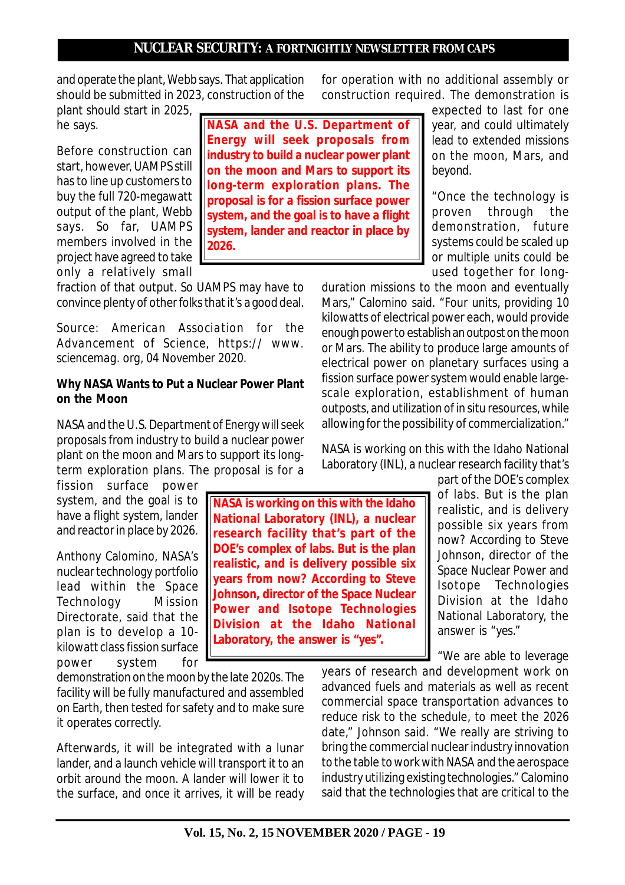and operate the plant, Webb says. That application should be submitted in 2023, construction of the plant should start in 2025, he says.

Before construction can start, however, UAMPS still has to line up customers to buy the full 720-megawatt output of the plant, Webb says. So far, UAMPS members involved in the project have agreed to take only a relatively small fraction of that output. So UAMPS may have to convince plenty of other folks that it's a good deal.

Source: American Association for the Advancement of Science, https:// www. sciencemag. org, 04 November 2020.

**Why NASA Wants to Put a Nuclear Power Plant on the Moon**

NASA and the U.S. Department of Energy will seek proposals from industry to build a nuclear power plant on the moon and Mars to support its long-term exploration plans. The proposal is for a fission surface power system, and the goal is to have a flight system, lander and reactor in place by 2026.

Anthony Calomino, NASA's nuclear technology portfolio lead within the Space Technology Mission Directorate, said that the plan is to develop a 10-kilowatt class fission surface power system for demonstration on the moon by the late 2020s. The facility will be fully manufactured and assembled on Earth, then tested for safety and to make sure it operates correctly.

Afterwards, it will be integrated with a lunar lander, and a launch vehicle will transport it to an orbit around the moon. A lander will lower it to the surface, and once it arrives, it will be ready for operation with no additional assembly or construction required. The demonstration is expected to last for one year, and could ultimately lead to extended missions on the moon, Mars, and beyond.

"Once the technology is proven through the demonstration, future systems could be scaled up or multiple units could be used together for long-duration missions to the moon and eventually Mars," Calomino said. "Four units, providing 10 kilowatts of electrical power each, would provide enough power to establish an outpost on the moon or Mars. The ability to produce large amounts of electrical power on planetary surfaces using a fission surface power system would enable large-scale exploration, establishment of human outposts, and utilization of in situ resources, while allowing for the possibility of commercialization."

NASA is working on this with the Idaho National Laboratory (INL), a nuclear research facility that's part of the DOE's complex of labs. But is the plan realistic, and is delivery possible six years from now? According to Steve Johnson, director of the Space Nuclear Power and Isotope Technologies Division at the Idaho National Laboratory, the answer is "yes."

"We are able to leverage years of research and development work on advanced fuels and materials as well as recent commercial space transportation advances to reduce risk to the schedule, to meet the 2026 date," Johnson said. "We really are striving to bring the commercial nuclear industry innovation to the table to work with NASA and the aerospace industry utilizing existing technologies." Calomino said that the technologies that are critical to the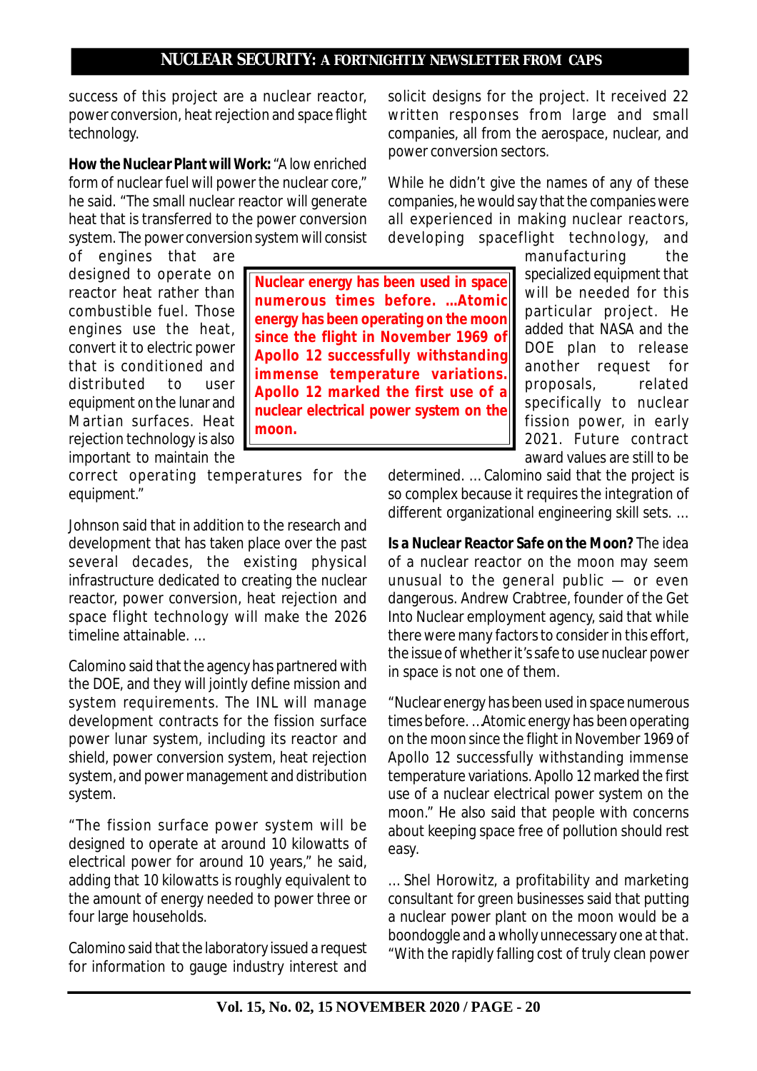success of this project are a nuclear reactor, power conversion, heat rejection and space flight technology.

**How the Nuclear Plant will Work:** "A low enriched form of nuclear fuel will power the nuclear core," he said. "The small nuclear reactor will generate heat that is transferred to the power conversion system. The power conversion system will consist of engines that are designed to operate on reactor heat rather than combustible fuel. Those engines use the heat, convert it to electric power that is conditioned and distributed to user equipment on the lunar and Martian surfaces. Heat rejection technology is also important to maintain the correct operating temperatures for the equipment."

Johnson said that in addition to the research and development that has taken place over the past several decades, the existing physical infrastructure dedicated to creating the nuclear reactor, power conversion, heat rejection and space flight technology will make the 2026 timeline attainable. ...

Calomino said that the agency has partnered with the DOE, and they will jointly define mission and system requirements. The INL will manage development contracts for the fission surface power lunar system, including its reactor and shield, power conversion system, heat rejection system, and power management and distribution system.

"The fission surface power system will be designed to operate at around 10 kilowatts of electrical power for around 10 years," he said, adding that 10 kilowatts is roughly equivalent to the amount of energy needed to power three or four large households.

Calomino said that the laboratory issued a request for information to gauge industry interest and solicit designs for the project. It received 22 written responses from large and small companies, all from the aerospace, nuclear, and power conversion sectors.

While he didn't give the names of any of these companies, he would say that the companies were all experienced in making nuclear reactors, developing spaceflight technology, and manufacturing the specialized equipment that will be needed for this particular project. He added that NASA and the DOE plan to release another request for proposals, related specifically to nuclear fission power, in early 2021. Future contract award values are still to be determined. ... Calomino said that the project is so complex because it requires the integration of different organizational engineering skill sets. ...

> **Nuclear energy has been used in space numerous times before. ...Atomic energy has been operating on the moon since the flight in November 1969 of Apollo 12 successfully withstanding immense temperature variations. Apollo 12 marked the first use of a nuclear electrical power system on the moon.**

**Is a Nuclear Reactor Safe on the Moon?** The idea of a nuclear reactor on the moon may seem unusual to the general public — or even dangerous. Andrew Crabtree, founder of the Get Into Nuclear employment agency, said that while there were many factors to consider in this effort, the issue of whether it's safe to use nuclear power in space is not one of them.

"Nuclear energy has been used in space numerous times before. ...Atomic energy has been operating on the moon since the flight in November 1969 of Apollo 12 successfully withstanding immense temperature variations. Apollo 12 marked the first use of a nuclear electrical power system on the moon." He also said that people with concerns about keeping space free of pollution should rest easy.

... Shel Horowitz, a profitability and marketing consultant for green businesses said that putting a nuclear power plant on the moon would be a boondoggle and a wholly unnecessary one at that. "With the rapidly falling cost of truly clean power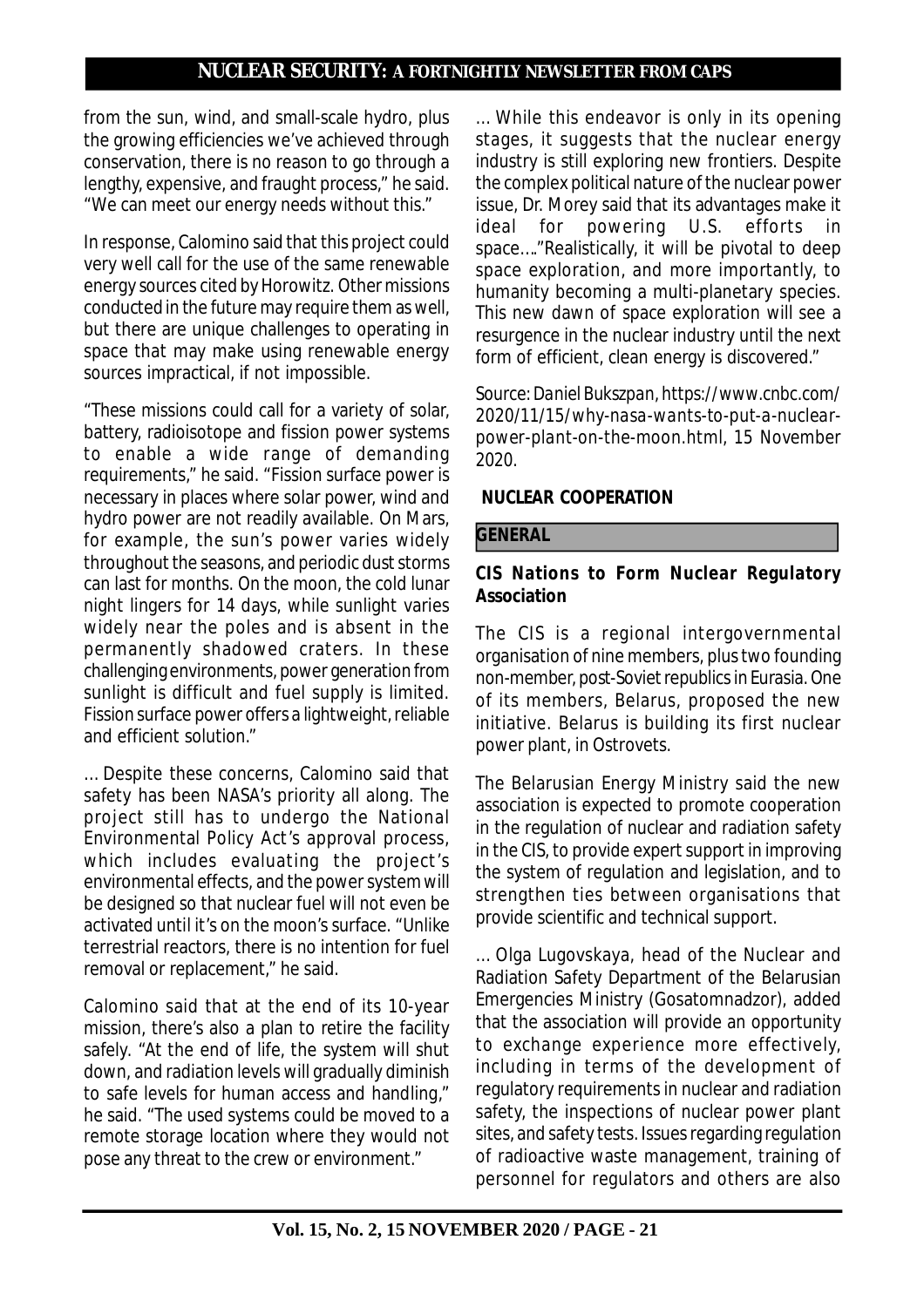from the sun, wind, and small-scale hydro, plus the growing efficiencies we've achieved through conservation, there is no reason to go through a lengthy, expensive, and fraught process," he said. "We can meet our energy needs without this."

In response, Calomino said that this project could very well call for the use of the same renewable energy sources cited by Horowitz. Other missions conducted in the future may require them as well, but there are unique challenges to operating in space that may make using renewable energy sources impractical, if not impossible.

"These missions could call for a variety of solar, battery, radioisotope and fission power systems to enable a wide range of demanding requirements," he said. "Fission surface power is necessary in places where solar power, wind and hydro power are not readily available. On Mars, for example, the sun's power varies widely throughout the seasons, and periodic dust storms can last for months. On the moon, the cold lunar night lingers for 14 days, while sunlight varies widely near the poles and is absent in the permanently shadowed craters. In these challenging environments, power generation from sunlight is difficult and fuel supply is limited. Fission surface power offers a lightweight, reliable and efficient solution."

… Despite these concerns, Calomino said that safety has been NASA's priority all along. The project still has to undergo the National Environmental Policy Act's approval process, which includes evaluating the project's environmental effects, and the power system will be designed so that nuclear fuel will not even be activated until it's on the moon's surface. "Unlike terrestrial reactors, there is no intention for fuel removal or replacement," he said.

Calomino said that at the end of its 10-year mission, there's also a plan to retire the facility safely. "At the end of life, the system will shut down, and radiation levels will gradually diminish to safe levels for human access and handling," he said. "The used systems could be moved to a remote storage location where they would not pose any threat to the crew or environment."

… While this endeavor is only in its opening stages, it suggests that the nuclear energy industry is still exploring new frontiers. Despite the complex political nature of the nuclear power issue, Dr. Morey said that its advantages make it ideal for powering U.S. efforts in space…."Realistically, it will be pivotal to deep space exploration, and more importantly, to humanity becoming a multi-planetary species. This new dawn of space exploration will see a resurgence in the nuclear industry until the next form of efficient, clean energy is discovered."

*Source: Daniel Bukszpan, https://www.cnbc.com/2020/11/15/why-nasa-wants-to-put-a-nuclear-power-plant-on-the-moon.html, 15 November 2020.*

## NUCLEAR COOPERATION

### GENERAL

**CIS Nations to Form Nuclear Regulatory Association**

The CIS is a regional intergovernmental organisation of nine members, plus two founding non-member, post-Soviet republics in Eurasia. One of its members, Belarus, proposed the new initiative. Belarus is building its first nuclear power plant, in Ostrovets.

The Belarusian Energy Ministry said the new association is expected to promote cooperation in the regulation of nuclear and radiation safety in the CIS, to provide expert support in improving the system of regulation and legislation, and to strengthen ties between organisations that provide scientific and technical support.

… Olga Lugovskaya, head of the Nuclear and Radiation Safety Department of the Belarusian Emergencies Ministry (Gosatomnadzor), added that the association will provide an opportunity to exchange experience more effectively, including in terms of the development of regulatory requirements in nuclear and radiation safety, the inspections of nuclear power plant sites, and safety tests. Issues regarding regulation of radioactive waste management, training of personnel for regulators and others are also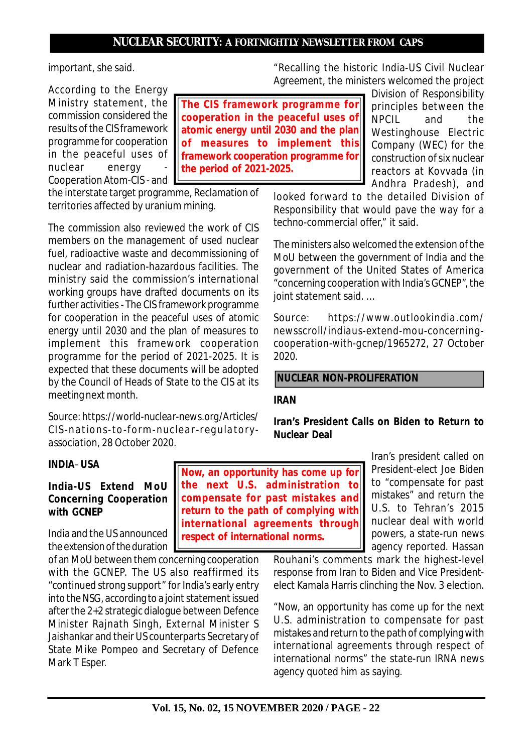important, she said.

According to the Energy Ministry statement, the commission considered the results of the CIS framework programme for cooperation in the peaceful uses of nuclear energy - Cooperation Atom-CIS - and the interstate target programme, Reclamation of territories affected by uranium mining.

**The CIS framework programme for cooperation in the peaceful uses of atomic energy until 2030 and the plan of measures to implement this framework cooperation programme for the period of 2021-2025.**

The commission also reviewed the work of CIS members on the management of used nuclear fuel, radioactive waste and decommissioning of nuclear and radiation-hazardous facilities. The ministry said the commission's international working groups have drafted documents on its further activities - The CIS framework programme for cooperation in the peaceful uses of atomic energy until 2030 and the plan of measures to implement this framework cooperation programme for the period of 2021-2025. It is expected that these documents will be adopted by the Council of Heads of State to the CIS at its meeting next month.

Source: https://world-nuclear-news.org/Articles/CIS-nations-to-form-nuclear-regulatory-association, 28 October 2020.

**INDIA– USA**

**India-US Extend MoU Concerning Cooperation with GCNEP**

India and the US announced the extension of the duration of an MoU between them concerning cooperation with the GCNEP. The US also reaffirmed its "continued strong support" for India's early entry into the NSG, according to a joint statement issued after the 2+2 strategic dialogue between Defence Minister Rajnath Singh, External Minister S Jaishankar and their US counterparts Secretary of State Mike Pompeo and Secretary of Defence Mark T Esper.

"Recalling the historic India-US Civil Nuclear Agreement, the ministers welcomed the project Division of Responsibility principles between the NPCIL and the Westinghouse Electric Company (WEC) for the construction of six nuclear reactors at Kovvada (in Andhra Pradesh), and looked forward to the detailed Division of Responsibility that would pave the way for a techno-commercial offer," it said.

The ministers also welcomed the extension of the MoU between the government of India and the government of the United States of America "concerning cooperation with India's GCNEP", the joint statement said. ...

Source: https://www.outlookindia.com/newsscroll/indiaus-extend-mou-concerning-cooperation-with-gcnep/1965272, 27 October 2020.

## NUCLEAR NON-PROLIFERATION

**IRAN**

**Iran's President Calls on Biden to Return to Nuclear Deal**

**Now, an opportunity has come up for the next U.S. administration to compensate for past mistakes and return to the path of complying with international agreements through respect of international norms.**

Iran's president called on President-elect Joe Biden to "compensate for past mistakes" and return the U.S. to Tehran's 2015 nuclear deal with world powers, a state-run news agency reported. Hassan Rouhani's comments mark the highest-level response from Iran to Biden and Vice President-elect Kamala Harris clinching the Nov. 3 election.

"Now, an opportunity has come up for the next U.S. administration to compensate for past mistakes and return to the path of complying with international agreements through respect of international norms" the state-run IRNA news agency quoted him as saying.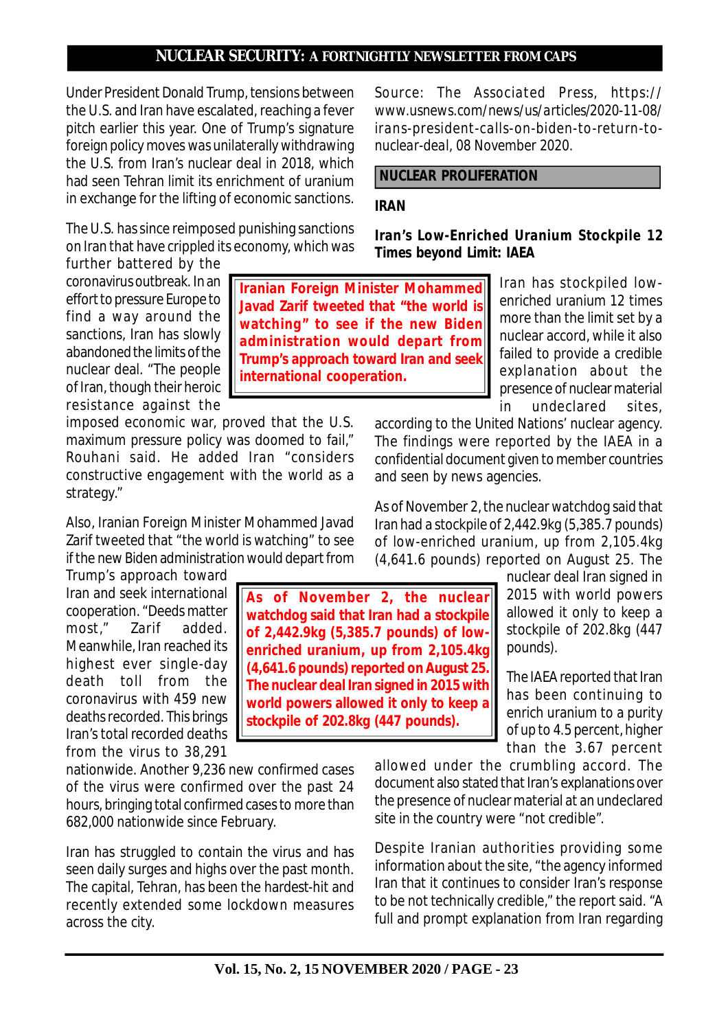Under President Donald Trump, tensions between the U.S. and Iran have escalated, reaching a fever pitch earlier this year. One of Trump's signature foreign policy moves was unilaterally withdrawing the U.S. from Iran's nuclear deal in 2018, which had seen Tehran limit its enrichment of uranium in exchange for the lifting of economic sanctions.

The U.S. has since reimposed punishing sanctions on Iran that have crippled its economy, which was further battered by the coronavirus outbreak. In an effort to pressure Europe to find a way around the sanctions, Iran has slowly abandoned the limits of the nuclear deal. "The people of Iran, though their heroic resistance against the imposed economic war, proved that the U.S. maximum pressure policy was doomed to fail," Rouhani said. He added Iran "considers constructive engagement with the world as a strategy."

> **Iranian Foreign Minister Mohammed Javad Zarif tweeted that "the world is watching" to see if the new Biden administration would depart from Trump's approach toward Iran and seek international cooperation.**

Also, Iranian Foreign Minister Mohammed Javad Zarif tweeted that "the world is watching" to see if the new Biden administration would depart from Trump's approach toward Iran and seek international cooperation. "Deeds matter most," Zarif added. Meanwhile, Iran reached its highest ever single-day death toll from the coronavirus with 459 new deaths recorded. This brings Iran's total recorded deaths from the virus to 38,291 nationwide. Another 9,236 new confirmed cases of the virus were confirmed over the past 24 hours, bringing total confirmed cases to more than 682,000 nationwide since February.

Iran has struggled to contain the virus and has seen daily surges and highs over the past month. The capital, Tehran, has been the hardest-hit and recently extended some lockdown measures across the city.

Source: The Associated Press, https://www.usnews.com/news/us/articles/2020-11-08/irans-president-calls-on-biden-to-return-to-nuclear-deal, 08 November 2020.

## NUCLEAR PROLIFERATION

### IRAN

### Iran's Low-Enriched Uranium Stockpile 12 Times beyond Limit: IAEA

Iran has stockpiled low-enriched uranium 12 times more than the limit set by a nuclear accord, while it also failed to provide a credible explanation about the presence of nuclear material in undeclared sites, according to the United Nations' nuclear agency. The findings were reported by the IAEA in a confidential document given to member countries and seen by news agencies.

As of November 2, the nuclear watchdog said that Iran had a stockpile of 2,442.9kg (5,385.7 pounds) of low-enriched uranium, up from 2,105.4kg (4,641.6 pounds) reported on August 25. The nuclear deal Iran signed in 2015 with world powers allowed it only to keep a stockpile of 202.8kg (447 pounds).

> **As of November 2, the nuclear watchdog said that Iran had a stockpile of 2,442.9kg (5,385.7 pounds) of low-enriched uranium, up from 2,105.4kg (4,641.6 pounds) reported on August 25. The nuclear deal Iran signed in 2015 with world powers allowed it only to keep a stockpile of 202.8kg (447 pounds).**

The IAEA reported that Iran has been continuing to enrich uranium to a purity of up to 4.5 percent, higher than the 3.67 percent allowed under the crumbling accord. The document also stated that Iran's explanations over the presence of nuclear material at an undeclared site in the country were "not credible".

Despite Iranian authorities providing some information about the site, "the agency informed Iran that it continues to consider Iran's response to be not technically credible," the report said. "A full and prompt explanation from Iran regarding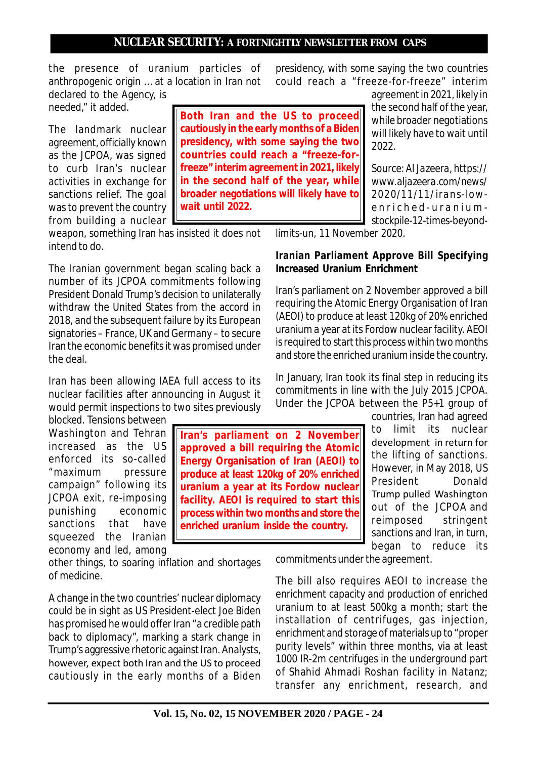the presence of uranium particles of anthropogenic origin … at a location in Iran not declared to the Agency, is needed," it added.

The landmark nuclear agreement, officially known as the JCPOA, was signed to curb Iran's nuclear activities in exchange for sanctions relief. The goal was to prevent the country from building a nuclear weapon, something Iran has insisted it does not intend to do.

**Both Iran and the US to proceed cautiously in the early months of a Biden presidency, with some saying the two countries could reach a "freeze-for-freeze" interim agreement in 2021, likely in the second half of the year, while broader negotiations will likely have to wait until 2022.**

The Iranian government began scaling back a number of its JCPOA commitments following President Donald Trump's decision to unilaterally withdraw the United States from the accord in 2018, and the subsequent failure by its European signatories – France, UK and Germany – to secure Iran the economic benefits it was promised under the deal.

Iran has been allowing IAEA full access to its nuclear facilities after announcing in August it would permit inspections to two sites previously blocked. Tensions between Washington and Tehran increased as the US enforced its so-called "maximum pressure campaign" following its JCPOA exit, re-imposing punishing economic sanctions that have squeezed the Iranian economy and led, among other things, to soaring inflation and shortages of medicine.

A change in the two countries' nuclear diplomacy could be in sight as US President-elect Joe Biden has promised he would offer Iran "a credible path back to diplomacy", marking a stark change in Trump's aggressive rhetoric against Iran. Analysts, however, expect both Iran and the US to proceed cautiously in the early months of a Biden presidency, with some saying the two countries could reach a "freeze-for-freeze" interim agreement in 2021, likely in the second half of the year, while broader negotiations will likely have to wait until 2022.

Source: Al Jazeera, https://www.aljazeera.com/news/2020/11/11/irans-low-enriched-uranium-stockpile-12-times-beyond-limits-un, 11 November 2020.

### Iranian Parliament Approve Bill Specifying Increased Uranium Enrichment

Iran's parliament on 2 November approved a bill requiring the Atomic Energy Organisation of Iran (AEOI) to produce at least 120kg of 20% enriched uranium a year at its Fordow nuclear facility. AEOI is required to start this process within two months and store the enriched uranium inside the country.

**Iran's parliament on 2 November approved a bill requiring the Atomic Energy Organisation of Iran (AEOI) to produce at least 120kg of 20% enriched uranium a year at its Fordow nuclear facility. AEOI is required to start this process within two months and store the enriched uranium inside the country.**

In January, Iran took its final step in reducing its commitments in line with the July 2015 JCPOA. Under the JCPOA between the P5+1 group of countries, Iran had agreed to limit its nuclear development in return for the lifting of sanctions. However, in May 2018, US President Donald Trump pulled Washington out of the JCPOA and reimposed stringent sanctions and Iran, in turn, began to reduce its commitments under the agreement.

The bill also requires AEOI to increase the enrichment capacity and production of enriched uranium to at least 500kg a month; start the installation of centrifuges, gas injection, enrichment and storage of materials up to "proper purity levels" within three months, via at least 1000 IR-2m centrifuges in the underground part of Shahid Ahmadi Roshan facility in Natanz; transfer any enrichment, research, and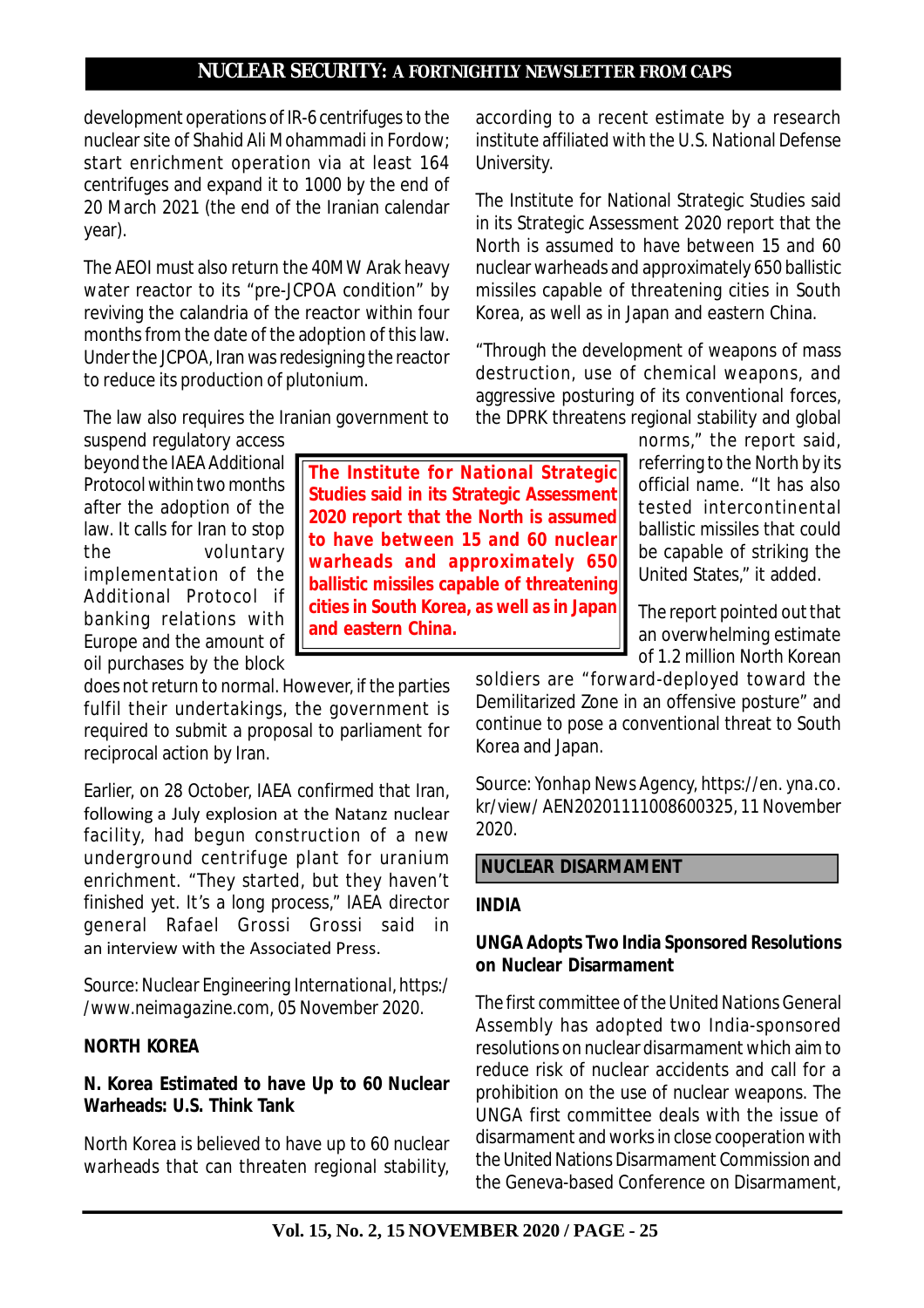development operations of IR-6 centrifuges to the nuclear site of Shahid Ali Mohammadi in Fordow; start enrichment operation via at least 164 centrifuges and expand it to 1000 by the end of 20 March 2021 (the end of the Iranian calendar year).

The AEOI must also return the 40MW Arak heavy water reactor to its "pre-JCPOA condition" by reviving the calandria of the reactor within four months from the date of the adoption of this law. Under the JCPOA, Iran was redesigning the reactor to reduce its production of plutonium.

The law also requires the Iranian government to suspend regulatory access beyond the IAEA Additional Protocol within two months after the adoption of the law. It calls for Iran to stop the voluntary implementation of the Additional Protocol if banking relations with Europe and the amount of oil purchases by the block does not return to normal. However, if the parties fulfil their undertakings, the government is required to submit a proposal to parliament for reciprocal action by Iran.

Earlier, on 28 October, IAEA confirmed that Iran, following a July explosion at the Natanz nuclear facility, had begun construction of a new underground centrifuge plant for uranium enrichment. "They started, but they haven't finished yet. It's a long process," IAEA director general Rafael Grossi Grossi said in an interview with the Associated Press.

Source: Nuclear Engineering International, https://www.neimagazine.com, 05 November 2020.

**NORTH KOREA**

**N. Korea Estimated to have Up to 60 Nuclear Warheads: U.S. Think Tank**

North Korea is believed to have up to 60 nuclear warheads that can threaten regional stability, according to a recent estimate by a research institute affiliated with the U.S. National Defense University.

The Institute for National Strategic Studies said in its Strategic Assessment 2020 report that the North is assumed to have between 15 and 60 nuclear warheads and approximately 650 ballistic missiles capable of threatening cities in South Korea, as well as in Japan and eastern China.

> **The Institute for National Strategic Studies said in its Strategic Assessment 2020 report that the North is assumed to have between 15 and 60 nuclear warheads and approximately 650 ballistic missiles capable of threatening cities in South Korea, as well as in Japan and eastern China.**

"Through the development of weapons of mass destruction, use of chemical weapons, and aggressive posturing of its conventional forces, the DPRK threatens regional stability and global norms," the report said, referring to the North by its official name. "It has also tested intercontinental ballistic missiles that could be capable of striking the United States," it added.

The report pointed out that an overwhelming estimate of 1.2 million North Korean soldiers are "forward-deployed toward the Demilitarized Zone in an offensive posture" and continue to pose a conventional threat to South Korea and Japan.

Source: Yonhap News Agency, https://en.yna.co.kr/view/AEN20201111008600325, 11 November 2020.

## NUCLEAR DISARMAMENT

**INDIA**

**UNGA Adopts Two India Sponsored Resolutions on Nuclear Disarmament**

The first committee of the United Nations General Assembly has adopted two India-sponsored resolutions on nuclear disarmament which aim to reduce risk of nuclear accidents and call for a prohibition on the use of nuclear weapons. The UNGA first committee deals with the issue of disarmament and works in close cooperation with the United Nations Disarmament Commission and the Geneva-based Conference on Disarmament,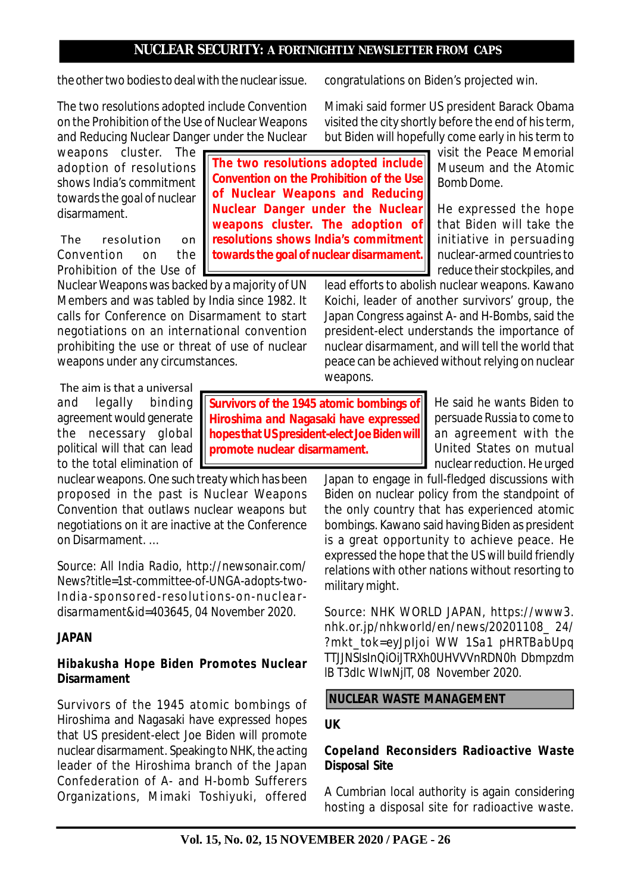the other two bodies to deal with the nuclear issue.

The two resolutions adopted include Convention on the Prohibition of the Use of Nuclear Weapons and Reducing Nuclear Danger under the Nuclear weapons cluster. The adoption of resolutions shows India's commitment towards the goal of nuclear disarmament.

**The two resolutions adopted include Convention on the Prohibition of the Use of Nuclear Weapons and Reducing Nuclear Danger under the Nuclear weapons cluster. The adoption of resolutions shows India's commitment towards the goal of nuclear disarmament.**

The resolution on the Convention on the Prohibition of the Use of Nuclear Weapons was backed by a majority of UN Members and was tabled by India since 1982. It calls for Conference on Disarmament to start negotiations on an international convention prohibiting the use or threat of use of nuclear weapons under any circumstances.

The aim is that a universal and legally binding agreement would generate the necessary global political will that can lead to the total elimination of nuclear weapons. One such treaty which has been proposed in the past is Nuclear Weapons Convention that outlaws nuclear weapons but negotiations on it are inactive at the Conference on Disarmament. …

Source: All India Radio, http://newsonair.com/News?title=1st-committee-of-UNGA-adopts-two-India-sponsored-resolutions-on-nuclear-disarmament&id=403645, 04 November 2020.

**JAPAN**

### Hibakusha Hope Biden Promotes Nuclear Disarmament

Survivors of the 1945 atomic bombings of Hiroshima and Nagasaki have expressed hopes that US president-elect Joe Biden will promote nuclear disarmament. Speaking to NHK, the acting leader of the Hiroshima branch of the Japan Confederation of A- and H-bomb Sufferers Organizations, Mimaki Toshiyuki, offered congratulations on Biden's projected win.

Mimaki said former US president Barack Obama visited the city shortly before the end of his term, but Biden will hopefully come early in his term to visit the Peace Memorial Museum and the Atomic Bomb Dome.

He expressed the hope that Biden will take the initiative in persuading nuclear-armed countries to reduce their stockpiles, and lead efforts to abolish nuclear weapons. Kawano Koichi, leader of another survivors' group, the Japan Congress against A- and H-Bombs, said the president-elect understands the importance of nuclear disarmament, and will tell the world that peace can be achieved without relying on nuclear weapons.

**Survivors of the 1945 atomic bombings of Hiroshima and Nagasaki have expressed hopes that US president-elect Joe Biden will promote nuclear disarmament.**

He said he wants Biden to persuade Russia to come to an agreement with the United States on mutual nuclear reduction. He urged Japan to engage in full-fledged discussions with Biden on nuclear policy from the standpoint of the only country that has experienced atomic bombings. Kawano said having Biden as president is a great opportunity to achieve peace. He expressed the hope that the US will build friendly relations with other nations without resorting to military might.

Source: NHK WORLD JAPAN, https://www3.nhk.or.jp/nhkworld/en/news/20201108_ 24/?mkt_tok=eyJpIjoi WW 1Sa1 pHRTBabUpq TTJJNSIsInQiOiJTRXh0UHVVVnRDN0h Dbmpzdm IB T3dlc WIwNjlT, 08 November 2020.

## NUCLEAR WASTE MANAGEMENT

**UK**

### Copeland Reconsiders Radioactive Waste Disposal Site

A Cumbrian local authority is again considering hosting a disposal site for radioactive waste.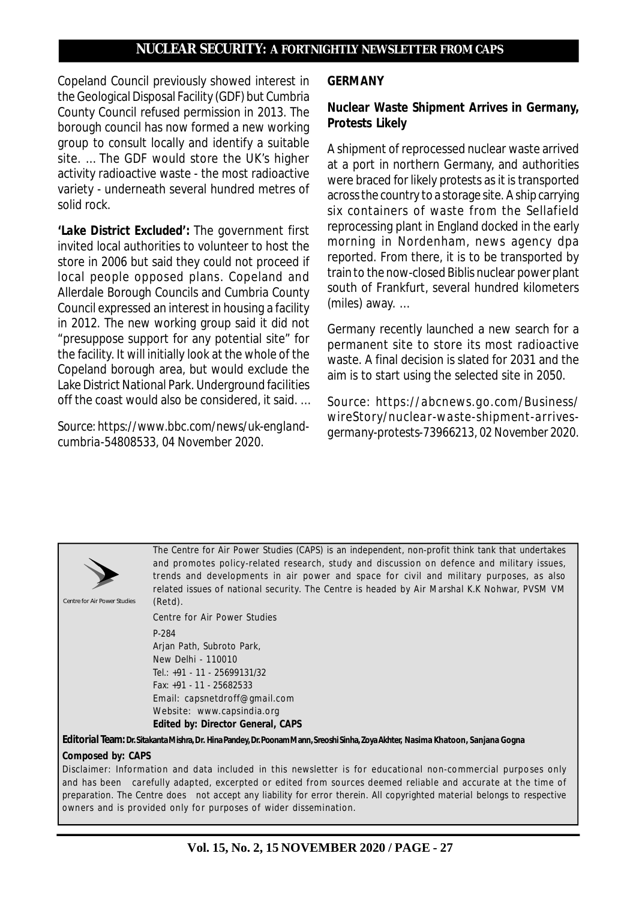Copeland Council previously showed interest in the Geological Disposal Facility (GDF) but Cumbria County Council refused permission in 2013. The borough council has now formed a new working group to consult locally and identify a suitable site. … The GDF would store the UK's higher activity radioactive waste - the most radioactive variety - underneath several hundred metres of solid rock.

**'Lake District Excluded':** The government first invited local authorities to volunteer to host the store in 2006 but said they could not proceed if local people opposed plans. Copeland and Allerdale Borough Councils and Cumbria County Council expressed an interest in housing a facility in 2012. The new working group said it did not "presuppose support for any potential site" for the facility. It will initially look at the whole of the Copeland borough area, but would exclude the Lake District National Park. Underground facilities off the coast would also be considered, it said. …

Source: https://www.bbc.com/news/uk-england-cumbria-54808533, 04 November 2020.

**GERMANY**

**Nuclear Waste Shipment Arrives in Germany, Protests Likely**

A shipment of reprocessed nuclear waste arrived at a port in northern Germany, and authorities were braced for likely protests as it is transported across the country to a storage site. A ship carrying six containers of waste from the Sellafield reprocessing plant in England docked in the early morning in Nordenham, news agency dpa reported. From there, it is to be transported by train to the now-closed Biblis nuclear power plant south of Frankfurt, several hundred kilometers (miles) away. …

Germany recently launched a new search for a permanent site to store its most radioactive waste. A final decision is slated for 2031 and the aim is to start using the selected site in 2050.

Source: https://abcnews.go.com/Business/wireStory/nuclear-waste-shipment-arrives-germany-protests-73966213, 02 November 2020.

Centre for Air Power Studies

The Centre for Air Power Studies (CAPS) is an independent, non-profit think tank that undertakes and promotes policy-related research, study and discussion on defence and military issues, trends and developments in air power and space for civil and military purposes, as also related issues of national security. The Centre is headed by Air Marshal K.K Nohwar, PVSM VM (Retd).

Centre for Air Power Studies

P-284
Arjan Path, Subroto Park,
New Delhi - 110010
Tel.: +91 - 11 - 25699131/32
Fax: +91 - 11 - 25682533
Email: capsnetdroff@gmail.com
Website: www.capsindia.org

**Edited by: Director General, CAPS**

**Editorial Team: Dr. Sitakanta Mishra, Dr. Hina Pandey, Dr. Poonam Mann, Sreoshi Sinha, Zoya Akhter, Nasima Khatoon, Sanjana Gogna**

**Composed by: CAPS**

Disclaimer: Information and data included in this newsletter is for educational non-commercial purposes only and has been carefully adapted, excerpted or edited from sources deemed reliable and accurate at the time of preparation. The Centre does not accept any liability for error therein. All copyrighted material belongs to respective owners and is provided only for purposes of wider dissemination.